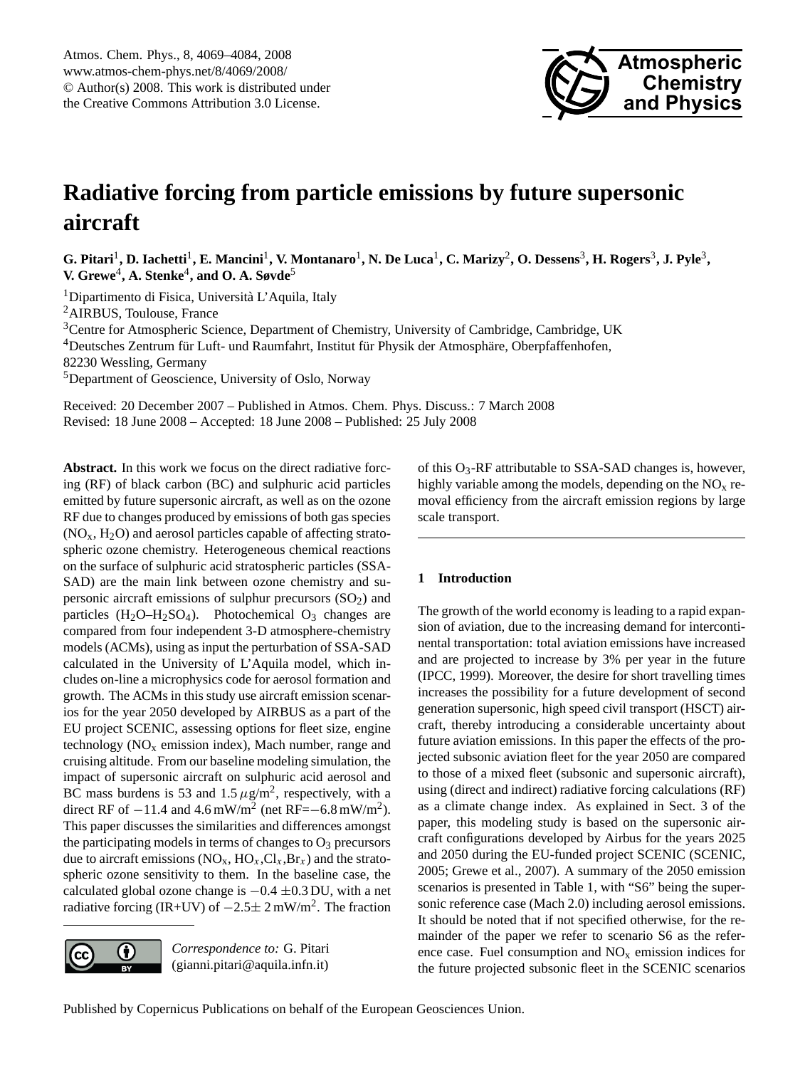# Radiative forcing from particle emissions by future supersonic aircraft

**G. Pitari[1], D. Iachetti[1], E. Mancini[1], V. Montanaro[1], N. De Luca[1], C. Marizy[2], O. Dessens[3], H. Rogers[3], J. Pyle[3], V. Grewe[4], A. Stenke[4], and O. A. Søvde[5]**

[1]Dipartimento di Fisica, Università L'Aquila, Italy

[2]AIRBUS, Toulouse, France

[3]Centre for Atmospheric Science, Department of Chemistry, University of Cambridge, Cambridge, UK

[4]Deutsches Zentrum für Luft- und Raumfahrt, Institut für Physik der Atmosphäre, Oberpfaffenhofen, 82230 Wessling, Germany

[5]Department of Geoscience, University of Oslo, Norway

Received: 20 December 2007 – Published in Atmos. Chem. Phys. Discuss.: 7 March 2008

Revised: 18 June 2008 – Accepted: 18 June 2008 – Published: 25 July 2008

**Abstract.** In this work we focus on the direct radiative forcing (RF) of black carbon (BC) and sulphuric acid particles emitted by future supersonic aircraft, as well as on the ozone RF due to changes produced by emissions of both gas species ($NO_x$, $H_2O$) and aerosol particles capable of affecting stratospheric ozone chemistry. Heterogeneous chemical reactions on the surface of sulphuric acid stratospheric particles (SSA-SAD) are the main link between ozone chemistry and supersonic aircraft emissions of sulphur precursors ($SO_2$) and particles ($H_2O$–$H_2SO_4$). Photochemical $O_3$ changes are compared from four independent 3-D atmosphere-chemistry models (ACMs), using as input the perturbation of SSA-SAD calculated in the University of L'Aquila model, which includes on-line a microphysics code for aerosol formation and growth. The ACMs in this study use aircraft emission scenarios for the year 2050 developed by AIRBUS as a part of the EU project SCENIC, assessing options for fleet size, engine technology ($NO_x$ emission index), Mach number, range and cruising altitude. From our baseline modeling simulation, the impact of supersonic aircraft on sulphuric acid aerosol and BC mass burdens is 53 and 1.5 $\mu$g/m$^2$, respectively, with a direct RF of $-11.4$ and 4.6 mW/m$^2$ (net RF=$-6.8$ mW/m$^2$). This paper discusses the similarities and differences amongst the participating models in terms of changes to $O_3$ precursors due to aircraft emissions ($NO_x$, $HO_x$, $Cl_x$, $Br_x$) and the stratospheric ozone sensitivity to them. In the baseline case, the calculated global ozone change is $-0.4 \pm 0.3$ DU, with a net radiative forcing (IR+UV) of $-2.5 \pm 2$ mW/m$^2$. The fraction of this $O_3$-RF attributable to SSA-SAD changes is, however, highly variable among the models, depending on the $NO_x$ removal efficiency from the aircraft emission regions by large scale transport.

*Correspondence to:* G. Pitari (gianni.pitari@aquila.infn.it)

## 1 Introduction

The growth of the world economy is leading to a rapid expansion of aviation, due to the increasing demand for intercontinental transportation: total aviation emissions have increased and are projected to increase by 3% per year in the future (IPCC, 1999). Moreover, the desire for short travelling times increases the possibility for a future development of second generation supersonic, high speed civil transport (HSCT) aircraft, thereby introducing a considerable uncertainty about future aviation emissions. In this paper the effects of the projected subsonic aviation fleet for the year 2050 are compared to those of a mixed fleet (subsonic and supersonic aircraft), using (direct and indirect) radiative forcing calculations (RF) as a climate change index. As explained in Sect. 3 of the paper, this modeling study is based on the supersonic aircraft configurations developed by Airbus for the years 2025 and 2050 during the EU-funded project SCENIC (SCENIC, 2005; Grewe et al., 2007). A summary of the 2050 emission scenarios is presented in Table 1, with "S6" being the supersonic reference case (Mach 2.0) including aerosol emissions. It should be noted that if not specified otherwise, for the remainder of the paper we refer to scenario S6 as the reference case. Fuel consumption and $NO_x$ emission indices for the future projected subsonic fleet in the SCENIC scenarios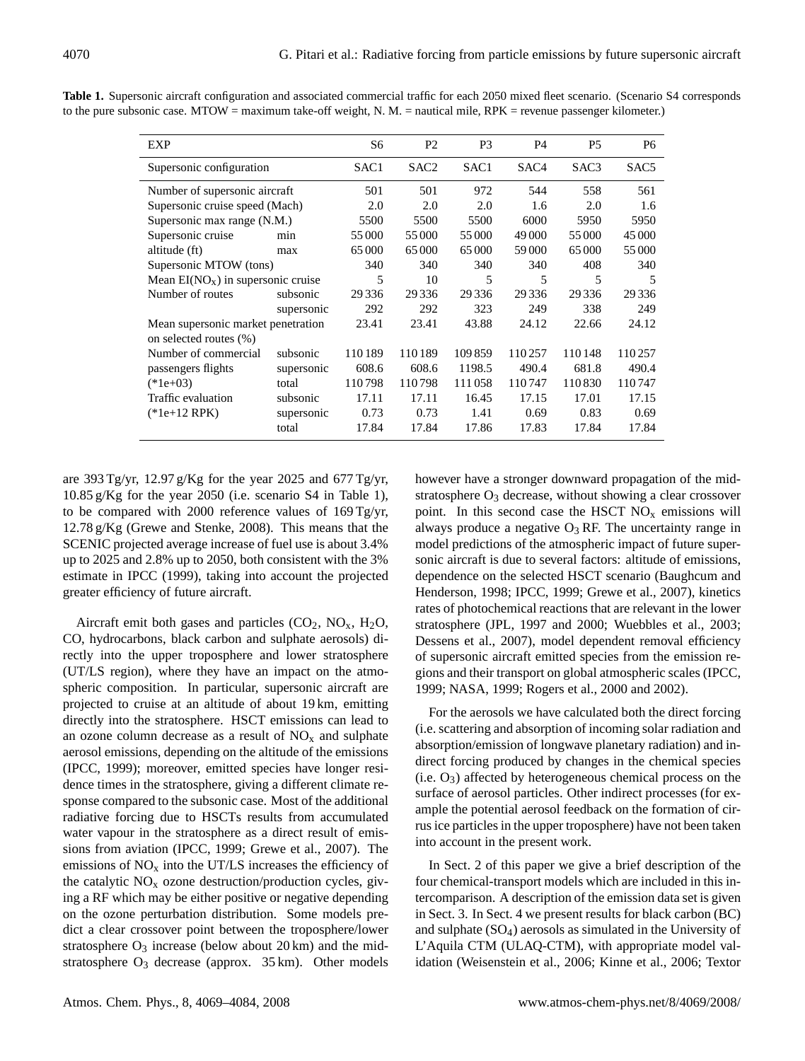**Table 1.** Supersonic aircraft configuration and associated commercial traffic for each 2050 mixed fleet scenario. (Scenario S4 corresponds to the pure subsonic case. MTOW = maximum take-off weight, N. M. = nautical mile, RPK = revenue passenger kilometer.)

| EXP | | S6 | P2 | P3 | P4 | P5 | P6 |
|---|---|---|---|---|---|---|---|
| Supersonic configuration | | SAC1 | SAC2 | SAC1 | SAC4 | SAC3 | SAC5 |
| Number of supersonic aircraft | | 501 | 501 | 972 | 544 | 558 | 561 |
| Supersonic cruise speed (Mach) | | 2.0 | 2.0 | 2.0 | 1.6 | 2.0 | 1.6 |
| Supersonic max range (N.M.) | | 5500 | 5500 | 5500 | 6000 | 5950 | 5950 |
| Supersonic cruise | min | 55 000 | 55 000 | 55 000 | 49 000 | 55 000 | 45 000 |
| altitude (ft) | max | 65 000 | 65 000 | 65 000 | 59 000 | 65 000 | 55 000 |
| Supersonic MTOW (tons) | | 340 | 340 | 340 | 340 | 408 | 340 |
| Mean EI($NO_x$) in supersonic cruise | | 5 | 10 | 5 | 5 | 5 | 5 |
| Number of routes | subsonic | 29 336 | 29 336 | 29 336 | 29 336 | 29 336 | 29 336 |
| | supersonic | 292 | 292 | 323 | 249 | 338 | 249 |
| Mean supersonic market penetration on selected routes (%) | | 23.41 | 23.41 | 43.88 | 24.12 | 22.66 | 24.12 |
| Number of commercial | subsonic | 110 189 | 110 189 | 109 859 | 110 257 | 110 148 | 110 257 |
| passengers flights | supersonic | 608.6 | 608.6 | 1198.5 | 490.4 | 681.8 | 490.4 |
| (*1e+03) | total | 110 798 | 110 798 | 111 058 | 110 747 | 110 830 | 110 747 |
| Traffic evaluation | subsonic | 17.11 | 17.11 | 16.45 | 17.15 | 17.01 | 17.15 |
| (*1e+12 RPK) | supersonic | 0.73 | 0.73 | 1.41 | 0.69 | 0.83 | 0.69 |
| | total | 17.84 | 17.84 | 17.86 | 17.83 | 17.84 | 17.84 |

are 393 Tg/yr, 12.97 g/Kg for the year 2025 and 677 Tg/yr, 10.85 g/Kg for the year 2050 (i.e. scenario S4 in Table 1), to be compared with 2000 reference values of 169 Tg/yr, 12.78 g/Kg (Grewe and Stenke, 2008). This means that the SCENIC projected average increase of fuel use is about 3.4% up to 2025 and 2.8% up to 2050, both consistent with the 3% estimate in IPCC (1999), taking into account the projected greater efficiency of future aircraft.

Aircraft emit both gases and particles ($CO_2$, $NO_x$, $H_2O$, CO, hydrocarbons, black carbon and sulphate aerosols) directly into the upper troposphere and lower stratosphere (UT/LS region), where they have an impact on the atmospheric composition. In particular, supersonic aircraft are projected to cruise at an altitude of about 19 km, emitting directly into the stratosphere. HSCT emissions can lead to an ozone column decrease as a result of $NO_x$ and sulphate aerosol emissions, depending on the altitude of the emissions (IPCC, 1999); moreover, emitted species have longer residence times in the stratosphere, giving a different climate response compared to the subsonic case. Most of the additional radiative forcing due to HSCTs results from accumulated water vapour in the stratosphere as a direct result of emissions from aviation (IPCC, 1999; Grewe et al., 2007). The emissions of $NO_x$ into the UT/LS increases the efficiency of the catalytic $NO_x$ ozone destruction/production cycles, giving a RF which may be either positive or negative depending on the ozone perturbation distribution. Some models predict a clear crossover point between the troposphere/lower stratosphere $O_3$ increase (below about 20 km) and the mid-stratosphere $O_3$ decrease (approx. 35 km). Other models however have a stronger downward propagation of the mid-stratosphere $O_3$ decrease, without showing a clear crossover point. In this second case the HSCT $NO_x$ emissions will always produce a negative $O_3$ RF. The uncertainty range in model predictions of the atmospheric impact of future supersonic aircraft is due to several factors: altitude of emissions, dependence on the selected HSCT scenario (Baughcum and Henderson, 1998; IPCC, 1999; Grewe et al., 2007), kinetics rates of photochemical reactions that are relevant in the lower stratosphere (JPL, 1997 and 2000; Wuebbles et al., 2003; Dessens et al., 2007), model dependent removal efficiency of supersonic aircraft emitted species from the emission regions and their transport on global atmospheric scales (IPCC, 1999; NASA, 1999; Rogers et al., 2000 and 2002).

For the aerosols we have calculated both the direct forcing (i.e. scattering and absorption of incoming solar radiation and absorption/emission of longwave planetary radiation) and indirect forcing produced by changes in the chemical species (i.e. $O_3$) affected by heterogeneous chemical process on the surface of aerosol particles. Other indirect processes (for example the potential aerosol feedback on the formation of cirrus ice particles in the upper troposphere) have not been taken into account in the present work.

In Sect. 2 of this paper we give a brief description of the four chemical-transport models which are included in this intercomparison. A description of the emission data set is given in Sect. 3. In Sect. 4 we present results for black carbon (BC) and sulphate ($SO_4$) aerosols as simulated in the University of L'Aquila CTM (ULAQ-CTM), with appropriate model validation (Weisenstein et al., 2006; Kinne et al., 2006; Textor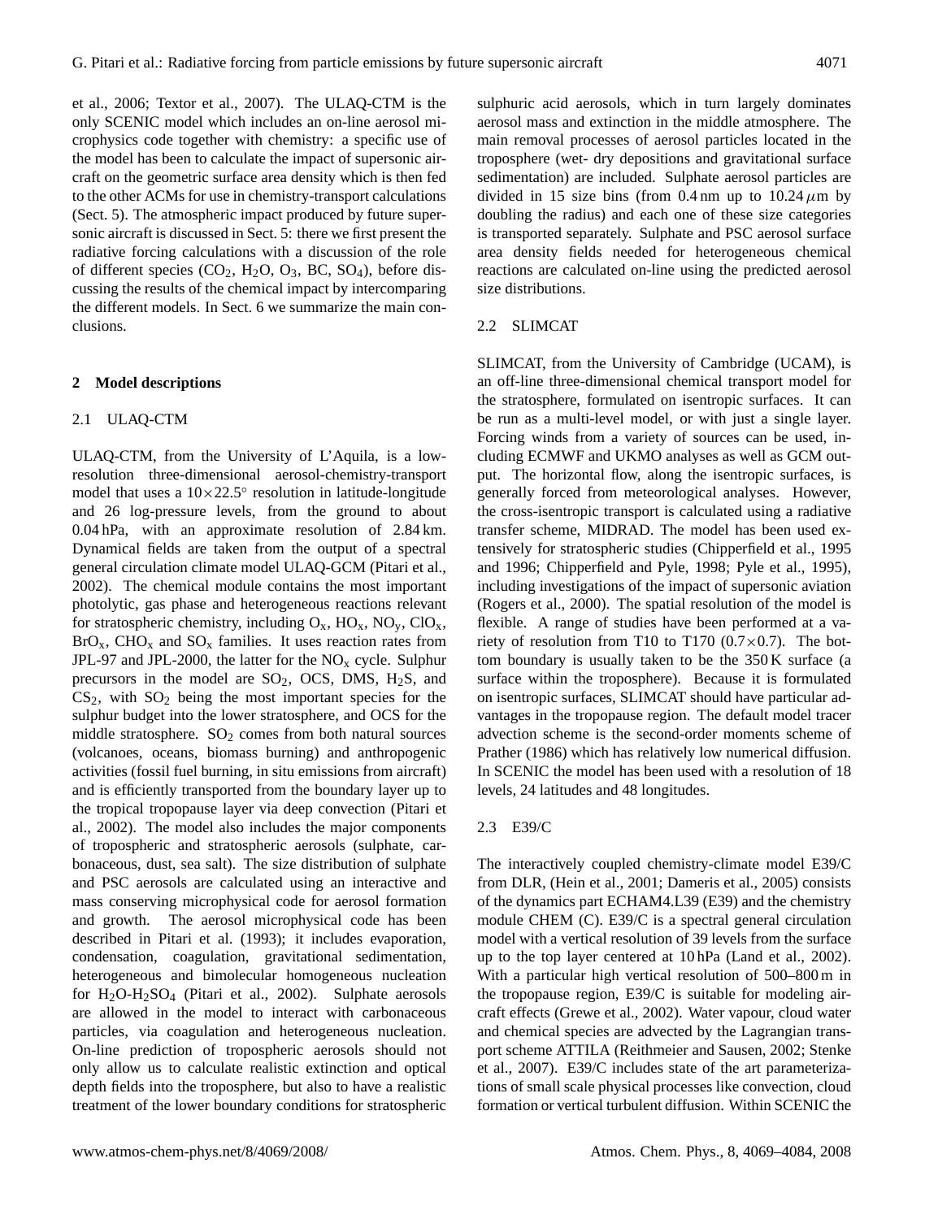et al., 2006; Textor et al., 2007). The ULAQ-CTM is the only SCENIC model which includes an on-line aerosol microphysics code together with chemistry: a specific use of the model has been to calculate the impact of supersonic aircraft on the geometric surface area density which is then fed to the other ACMs for use in chemistry-transport calculations (Sect. 5). The atmospheric impact produced by future supersonic aircraft is discussed in Sect. 5: there we first present the radiative forcing calculations with a discussion of the role of different species ($CO_2$, $H_2O$, $O_3$, BC, $SO_4$), before discussing the results of the chemical impact by intercomparing the different models. In Sect. 6 we summarize the main conclusions.

## 2 Model descriptions

### 2.1 ULAQ-CTM

ULAQ-CTM, from the University of L'Aquila, is a low-resolution three-dimensional aerosol-chemistry-transport model that uses a $10\times22.5^{\circ}$ resolution in latitude-longitude and 26 log-pressure levels, from the ground to about 0.04 hPa, with an approximate resolution of 2.84 km. Dynamical fields are taken from the output of a spectral general circulation climate model ULAQ-GCM (Pitari et al., 2002). The chemical module contains the most important photolytic, gas phase and heterogeneous reactions relevant for stratospheric chemistry, including $O_x$, $HO_x$, $NO_y$, $ClO_x$, $BrO_x$, $CHO_x$ and $SO_x$ families. It uses reaction rates from JPL-97 and JPL-2000, the latter for the $NO_x$ cycle. Sulphur precursors in the model are $SO_2$, OCS, DMS, $H_2S$, and $CS_2$, with $SO_2$ being the most important species for the sulphur budget into the lower stratosphere, and OCS for the middle stratosphere. $SO_2$ comes from both natural sources (volcanoes, oceans, biomass burning) and anthropogenic activities (fossil fuel burning, in situ emissions from aircraft) and is efficiently transported from the boundary layer up to the tropical tropopause layer via deep convection (Pitari et al., 2002). The model also includes the major components of tropospheric and stratospheric aerosols (sulphate, carbonaceous, dust, sea salt). The size distribution of sulphate and PSC aerosols are calculated using an interactive and mass conserving microphysical code for aerosol formation and growth. The aerosol microphysical code has been described in Pitari et al. (1993); it includes evaporation, condensation, coagulation, gravitational sedimentation, heterogeneous and bimolecular homogeneous nucleation for $H_2O$-$H_2SO_4$ (Pitari et al., 2002). Sulphate aerosols are allowed in the model to interact with carbonaceous particles, via coagulation and heterogeneous nucleation. On-line prediction of tropospheric aerosols should not only allow us to calculate realistic extinction and optical depth fields into the troposphere, but also to have a realistic treatment of the lower boundary conditions for stratospheric sulphuric acid aerosols, which in turn largely dominates aerosol mass and extinction in the middle atmosphere. The main removal processes of aerosol particles located in the troposphere (wet- dry depositions and gravitational surface sedimentation) are included. Sulphate aerosol particles are divided in 15 size bins (from 0.4 nm up to 10.24 $\mu$m by doubling the radius) and each one of these size categories is transported separately. Sulphate and PSC aerosol surface area density fields needed for heterogeneous chemical reactions are calculated on-line using the predicted aerosol size distributions.

### 2.2 SLIMCAT

SLIMCAT, from the University of Cambridge (UCAM), is an off-line three-dimensional chemical transport model for the stratosphere, formulated on isentropic surfaces. It can be run as a multi-level model, or with just a single layer. Forcing winds from a variety of sources can be used, including ECMWF and UKMO analyses as well as GCM output. The horizontal flow, along the isentropic surfaces, is generally forced from meteorological analyses. However, the cross-isentropic transport is calculated using a radiative transfer scheme, MIDRAD. The model has been used extensively for stratospheric studies (Chipperfield et al., 1995 and 1996; Chipperfield and Pyle, 1998; Pyle et al., 1995), including investigations of the impact of supersonic aviation (Rogers et al., 2000). The spatial resolution of the model is flexible. A range of studies have been performed at a variety of resolution from T10 to T170 ($0.7\times0.7$). The bottom boundary is usually taken to be the 350 K surface (a surface within the troposphere). Because it is formulated on isentropic surfaces, SLIMCAT should have particular advantages in the tropopause region. The default model tracer advection scheme is the second-order moments scheme of Prather (1986) which has relatively low numerical diffusion. In SCENIC the model has been used with a resolution of 18 levels, 24 latitudes and 48 longitudes.

### 2.3 E39/C

The interactively coupled chemistry-climate model E39/C from DLR, (Hein et al., 2001; Dameris et al., 2005) consists of the dynamics part ECHAM4.L39 (E39) and the chemistry module CHEM (C). E39/C is a spectral general circulation model with a vertical resolution of 39 levels from the surface up to the top layer centered at 10 hPa (Land et al., 2002). With a particular high vertical resolution of 500–800 m in the tropopause region, E39/C is suitable for modeling aircraft effects (Grewe et al., 2002). Water vapour, cloud water and chemical species are advected by the Lagrangian transport scheme ATTILA (Reithmeier and Sausen, 2002; Stenke et al., 2007). E39/C includes state of the art parameterizations of small scale physical processes like convection, cloud formation or vertical turbulent diffusion. Within SCENIC the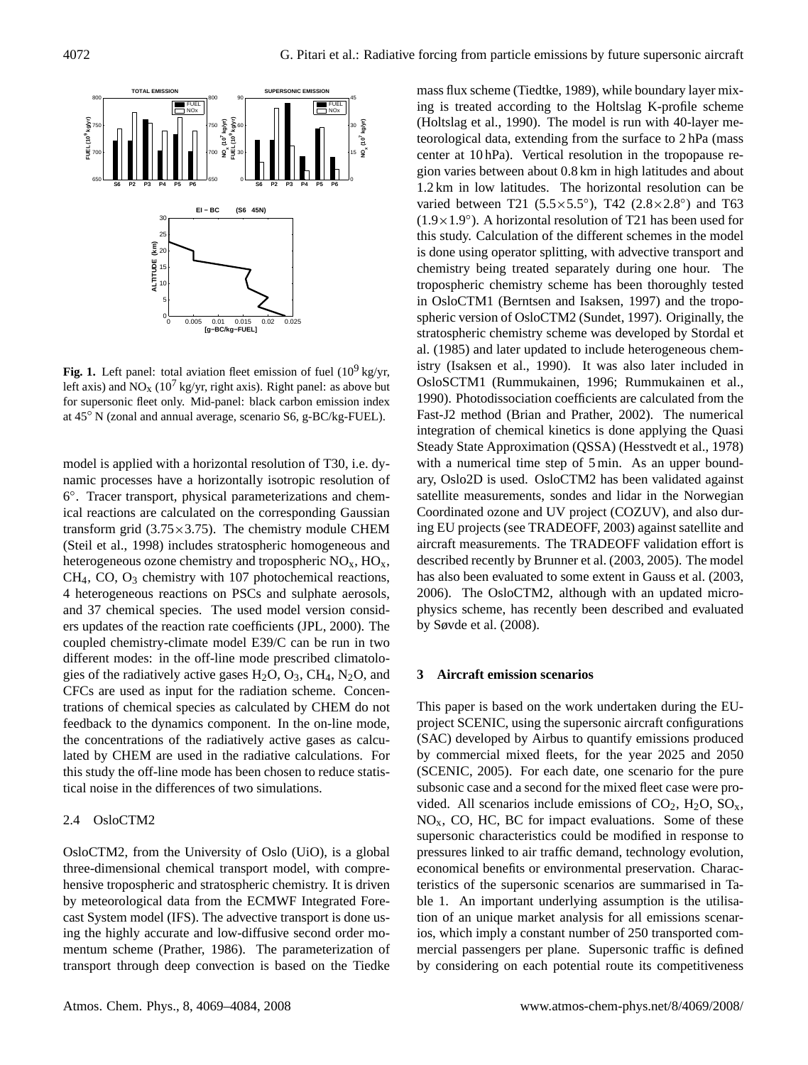**Fig. 1.** Left panel: total aviation fleet emission of fuel ($10^9$ kg/yr, left axis) and $NO_x$ ($10^7$ kg/yr, right axis). Right panel: as above but for supersonic fleet only. Mid-panel: black carbon emission index at 45° N (zonal and annual average, scenario S6, g-BC/kg-FUEL).

model is applied with a horizontal resolution of T30, i.e. dynamic processes have a horizontally isotropic resolution of 6°. Tracer transport, physical parameterizations and chemical reactions are calculated on the corresponding Gaussian transform grid (3.75×3.75). The chemistry module CHEM (Steil et al., 1998) includes stratospheric homogeneous and heterogeneous ozone chemistry and tropospheric $NO_x$, $HO_x$, $CH_4$, CO, $O_3$ chemistry with 107 photochemical reactions, 4 heterogeneous reactions on PSCs and sulphate aerosols, and 37 chemical species. The used model version considers updates of the reaction rate coefficients (JPL, 2000). The coupled chemistry-climate model E39/C can be run in two different modes: in the off-line mode prescribed climatologies of the radiatively active gases $H_2O$, $O_3$, $CH_4$, $N_2O$, and CFCs are used as input for the radiation scheme. Concentrations of chemical species as calculated by CHEM do not feedback to the dynamics component. In the on-line mode, the concentrations of the radiatively active gases as calculated by CHEM are used in the radiative calculations. For this study the off-line mode has been chosen to reduce statistical noise in the differences of two simulations.

### 2.4 OsloCTM2

OsloCTM2, from the University of Oslo (UiO), is a global three-dimensional chemical transport model, with comprehensive tropospheric and stratospheric chemistry. It is driven by meteorological data from the ECMWF Integrated Forecast System model (IFS). The advective transport is done using the highly accurate and low-diffusive second order momentum scheme (Prather, 1986). The parameterization of transport through deep convection is based on the Tiedke mass flux scheme (Tiedtke, 1989), while boundary layer mixing is treated according to the Holtslag K-profile scheme (Holtslag et al., 1990). The model is run with 40-layer meteorological data, extending from the surface to 2 hPa (mass center at 10 hPa). Vertical resolution in the tropopause region varies between about 0.8 km in high latitudes and about 1.2 km in low latitudes. The horizontal resolution can be varied between T21 (5.5×5.5°), T42 (2.8×2.8°) and T63 (1.9×1.9°). A horizontal resolution of T21 has been used for this study. Calculation of the different schemes in the model is done using operator splitting, with advective transport and chemistry being treated separately during one hour. The tropospheric chemistry scheme has been thoroughly tested in OsloCTM1 (Berntsen and Isaksen, 1997) and the tropospheric version of OsloCTM2 (Sundet, 1997). Originally, the stratospheric chemistry scheme was developed by Stordal et al. (1985) and later updated to include heterogeneous chemistry (Isaksen et al., 1990). It was also later included in OsloSCTM1 (Rummukainen, 1996; Rummukainen et al., 1990). Photodissociation coefficients are calculated from the Fast-J2 method (Brian and Prather, 2002). The numerical integration of chemical kinetics is done applying the Quasi Steady State Approximation (QSSA) (Hesstvedt et al., 1978) with a numerical time step of 5 min. As an upper boundary, Oslo2D is used. OsloCTM2 has been validated against satellite measurements, sondes and lidar in the Norwegian Coordinated ozone and UV project (COZUV), and also during EU projects (see TRADEOFF, 2003) against satellite and aircraft measurements. The TRADEOFF validation effort is described recently by Brunner et al. (2003, 2005). The model has also been evaluated to some extent in Gauss et al. (2003, 2006). The OsloCTM2, although with an updated microphysics scheme, has recently been described and evaluated by Søvde et al. (2008).

## 3 Aircraft emission scenarios

This paper is based on the work undertaken during the EU-project SCENIC, using the supersonic aircraft configurations (SAC) developed by Airbus to quantify emissions produced by commercial mixed fleets, for the year 2025 and 2050 (SCENIC, 2005). For each date, one scenario for the pure subsonic case and a second for the mixed fleet case were provided. All scenarios include emissions of $CO_2$, $H_2O$, $SO_x$, $NO_x$, CO, HC, BC for impact evaluations. Some of these supersonic characteristics could be modified in response to pressures linked to air traffic demand, technology evolution, economical benefits or environmental preservation. Characteristics of the supersonic scenarios are summarised in Table 1. An important underlying assumption is the utilisation of an unique market analysis for all emissions scenarios, which imply a constant number of 250 transported commercial passengers per plane. Supersonic traffic is defined by considering on each potential route its competitiveness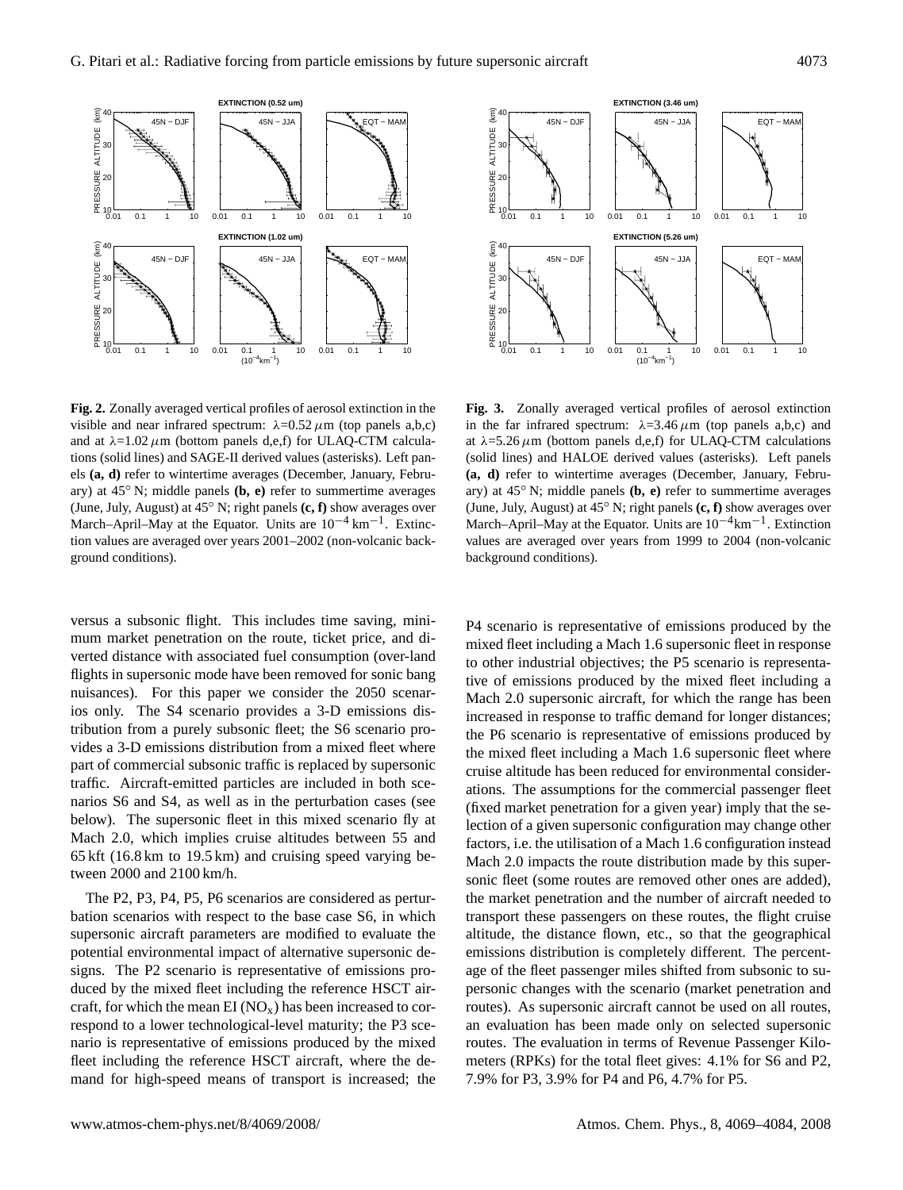**Fig. 2.** Zonally averaged vertical profiles of aerosol extinction in the visible and near infrared spectrum: $\lambda$=0.52 $\mu$m (top panels a,b,c) and at $\lambda$=1.02 $\mu$m (bottom panels d,e,f) for ULAQ-CTM calculations (solid lines) and SAGE-II derived values (asterisks). Left panels **(a, d)** refer to wintertime averages (December, January, February) at 45° N; middle panels **(b, e)** refer to summertime averages (June, July, August) at 45° N; right panels **(c, f)** show averages over March–April–May at the Equator. Units are $10^{-4}$ km$^{-1}$. Extinction values are averaged over years 2001–2002 (non-volcanic background conditions).

**Fig. 3.** Zonally averaged vertical profiles of aerosol extinction in the far infrared spectrum: $\lambda$=3.46 $\mu$m (top panels a,b,c) and at $\lambda$=5.26 $\mu$m (bottom panels d,e,f) for ULAQ-CTM calculations (solid lines) and HALOE derived values (asterisks). Left panels **(a, d)** refer to wintertime averages (December, January, February) at 45° N; middle panels **(b, e)** refer to summertime averages (June, July, August) at 45° N; right panels **(c, f)** show averages over March–April–May at the Equator. Units are $10^{-4}$km$^{-1}$. Extinction values are averaged over years from 1999 to 2004 (non-volcanic background conditions).

versus a subsonic flight. This includes time saving, minimum market penetration on the route, ticket price, and diverted distance with associated fuel consumption (over-land flights in supersonic mode have been removed for sonic bang nuisances). For this paper we consider the 2050 scenarios only. The S4 scenario provides a 3-D emissions distribution from a purely subsonic fleet; the S6 scenario provides a 3-D emissions distribution from a mixed fleet where part of commercial subsonic traffic is replaced by supersonic traffic. Aircraft-emitted particles are included in both scenarios S6 and S4, as well as in the perturbation cases (see below). The supersonic fleet in this mixed scenario fly at Mach 2.0, which implies cruise altitudes between 55 and 65 kft (16.8 km to 19.5 km) and cruising speed varying between 2000 and 2100 km/h.

The P2, P3, P4, P5, P6 scenarios are considered as perturbation scenarios with respect to the base case S6, in which supersonic aircraft parameters are modified to evaluate the potential environmental impact of alternative supersonic designs. The P2 scenario is representative of emissions produced by the mixed fleet including the reference HSCT aircraft, for which the mean EI ($NO_x$) has been increased to correspond to a lower technological-level maturity; the P3 scenario is representative of emissions produced by the mixed fleet including the reference HSCT aircraft, where the demand for high-speed means of transport is increased; the P4 scenario is representative of emissions produced by the mixed fleet including a Mach 1.6 supersonic fleet in response to other industrial objectives; the P5 scenario is representative of emissions produced by the mixed fleet including a Mach 2.0 supersonic aircraft, for which the range has been increased in response to traffic demand for longer distances; the P6 scenario is representative of emissions produced by the mixed fleet including a Mach 1.6 supersonic fleet where cruise altitude has been reduced for environmental considerations. The assumptions for the commercial passenger fleet (fixed market penetration for a given year) imply that the selection of a given supersonic configuration may change other factors, i.e. the utilisation of a Mach 1.6 configuration instead Mach 2.0 impacts the route distribution made by this supersonic fleet (some routes are removed other ones are added), the market penetration and the number of aircraft needed to transport these passengers on these routes, the flight cruise altitude, the distance flown, etc., so that the geographical emissions distribution is completely different. The percentage of the fleet passenger miles shifted from subsonic to supersonic changes with the scenario (market penetration and routes). As supersonic aircraft cannot be used on all routes, an evaluation has been made only on selected supersonic routes. The evaluation in terms of Revenue Passenger Kilometers (RPKs) for the total fleet gives: 4.1% for S6 and P2, 7.9% for P3, 3.9% for P4 and P6, 4.7% for P5.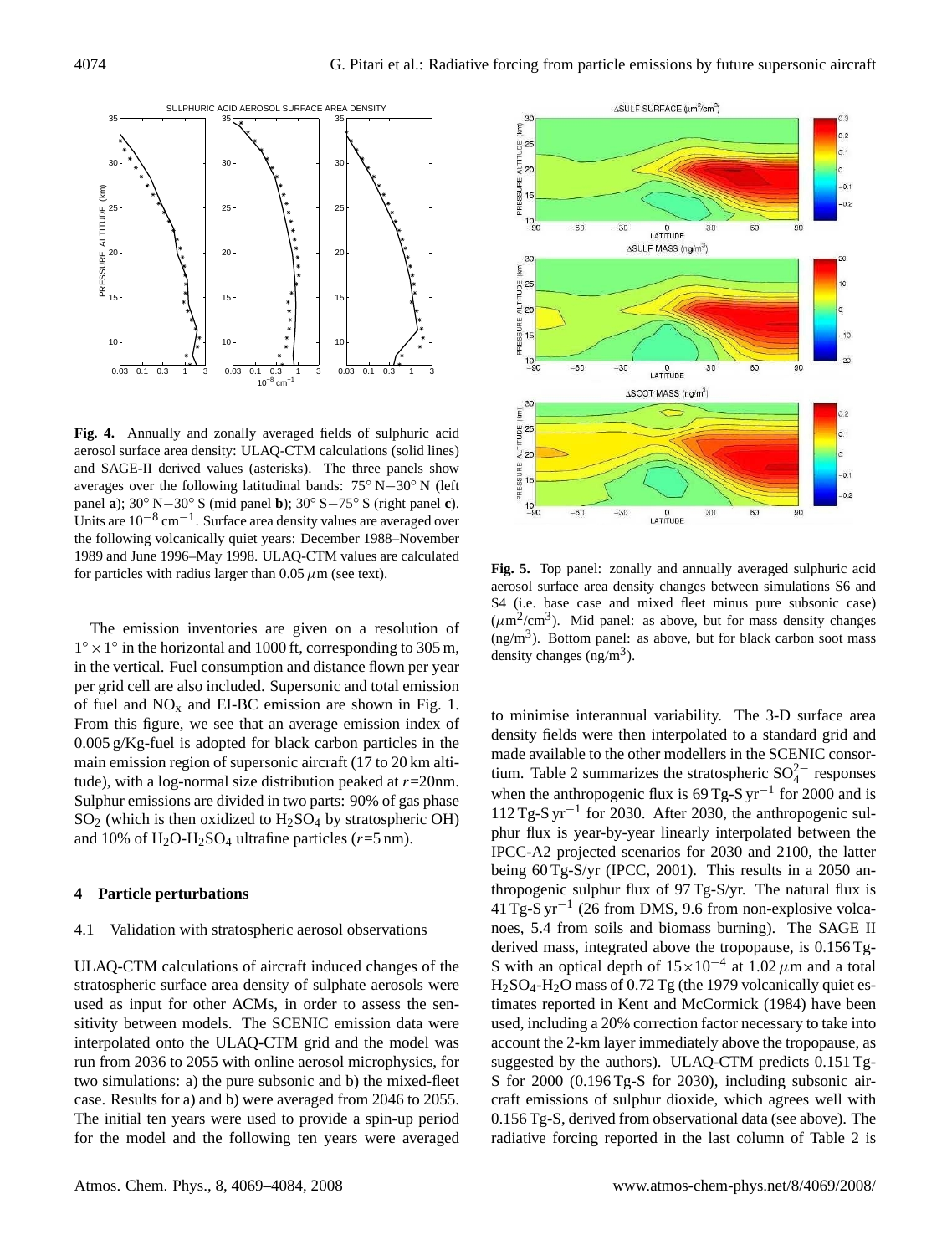**Fig. 4.** Annually and zonally averaged fields of sulphuric acid aerosol surface area density: ULAQ-CTM calculations (solid lines) and SAGE-II derived values (asterisks). The three panels show averages over the following latitudinal bands: 75° N−30° N (left panel **a**); 30° N−30° S (mid panel **b**); 30° S−75° S (right panel **c**). Units are $10^{-8}$ $cm^{-1}$. Surface area density values are averaged over the following volcanically quiet years: December 1988–November 1989 and June 1996–May 1998. ULAQ-CTM values are calculated for particles with radius larger than 0.05 $\mu$m (see text).

**Fig. 5.** Top panel: zonally and annually averaged sulphuric acid aerosol surface area density changes between simulations S6 and S4 (i.e. base case and mixed fleet minus pure subsonic case) ($\mu m^2/cm^3$). Mid panel: as above, but for mass density changes ($ng/m^3$). Bottom panel: as above, but for black carbon soot mass density changes ($ng/m^3$).

The emission inventories are given on a resolution of $1° \times 1°$ in the horizontal and 1000 ft, corresponding to 305 m, in the vertical. Fuel consumption and distance flown per year per grid cell are also included. Supersonic and total emission of fuel and $NO_x$ and EI-BC emission are shown in Fig. 1. From this figure, we see that an average emission index of 0.005 g/Kg-fuel is adopted for black carbon particles in the main emission region of supersonic aircraft (17 to 20 km altitude), with a log-normal size distribution peaked at $r$=20nm. Sulphur emissions are divided in two parts: 90% of gas phase $SO_2$ (which is then oxidized to $H_2SO_4$ by stratospheric OH) and 10% of $H_2O$-$H_2SO_4$ ultrafine particles ($r$=5 nm).

## 4 Particle perturbations

### 4.1 Validation with stratospheric aerosol observations

ULAQ-CTM calculations of aircraft induced changes of the stratospheric surface area density of sulphate aerosols were used as input for other ACMs, in order to assess the sensitivity between models. The SCENIC emission data were interpolated onto the ULAQ-CTM grid and the model was run from 2036 to 2055 with online aerosol microphysics, for two simulations: a) the pure subsonic and b) the mixed-fleet case. Results for a) and b) were averaged from 2046 to 2055. The initial ten years were used to provide a spin-up period for the model and the following ten years were averaged to minimise interannual variability. The 3-D surface area density fields were then interpolated to a standard grid and made available to the other modellers in the SCENIC consortium. Table 2 summarizes the stratospheric $SO_4^{2-}$ responses when the anthropogenic flux is 69 Tg-S $yr^{-1}$ for 2000 and is 112 Tg-S $yr^{-1}$ for 2030. After 2030, the anthropogenic sulphur flux is year-by-year linearly interpolated between the IPCC-A2 projected scenarios for 2030 and 2100, the latter being 60 Tg-S/yr (IPCC, 2001). This results in a 2050 anthropogenic sulphur flux of 97 Tg-S/yr. The natural flux is 41 Tg-S $yr^{-1}$ (26 from DMS, 9.6 from non-explosive volcanoes, 5.4 from soils and biomass burning). The SAGE II derived mass, integrated above the tropopause, is 0.156 Tg-S with an optical depth of $15\times10^{-4}$ at 1.02 $\mu$m and a total $H_2SO_4$-$H_2O$ mass of 0.72 Tg (the 1979 volcanically quiet estimates reported in Kent and McCormick (1984) have been used, including a 20% correction factor necessary to take into account the 2-km layer immediately above the tropopause, as suggested by the authors). ULAQ-CTM predicts 0.151 Tg-S for 2000 (0.196 Tg-S for 2030), including subsonic aircraft emissions of sulphur dioxide, which agrees well with 0.156 Tg-S, derived from observational data (see above). The radiative forcing reported in the last column of Table 2 is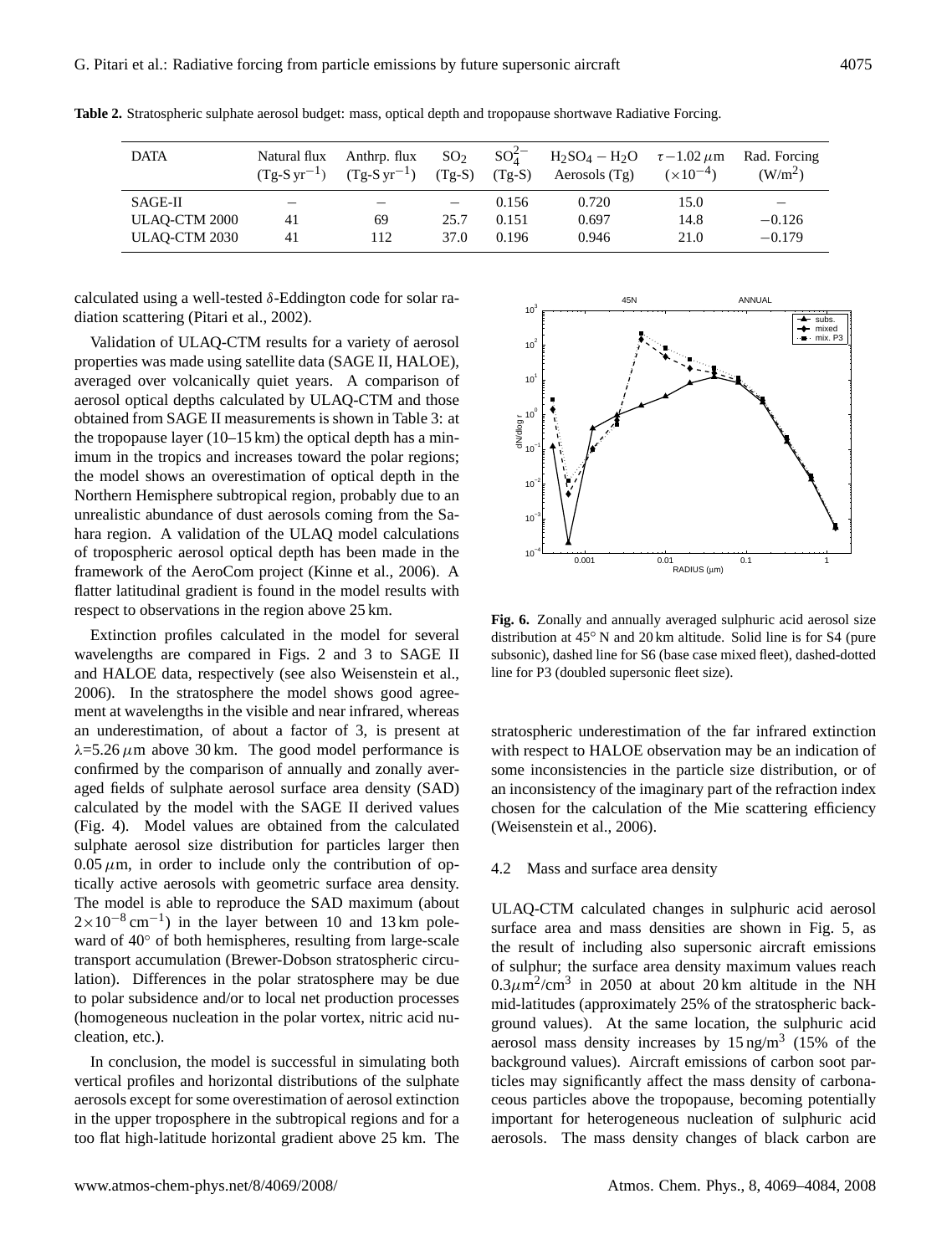**Table 2.** Stratospheric sulphate aerosol budget: mass, optical depth and tropopause shortwave Radiative Forcing.

| DATA | Natural flux ($Tg\text{-}S\,yr^{-1}$) | Anthrp. flux ($Tg\text{-}S\,yr^{-1}$) | $SO_2$ (Tg-S) | $SO_4^{2-}$ (Tg-S) | $H_2SO_4-H_2O$ Aerosols (Tg) | $\tau-1.02\,\mu$m ($\times10^{-4}$) | Rad. Forcing ($W/m^2$) |
|---|---|---|---|---|---|---|---|
| SAGE-II | – | – | – | 0.156 | 0.720 | 15.0 | – |
| ULAQ-CTM 2000 | 41 | 69 | 25.7 | 0.151 | 0.697 | 14.8 | −0.126 |
| ULAQ-CTM 2030 | 41 | 112 | 37.0 | 0.196 | 0.946 | 21.0 | −0.179 |

calculated using a well-tested $\delta$-Eddington code for solar radiation scattering (Pitari et al., 2002).

Validation of ULAQ-CTM results for a variety of aerosol properties was made using satellite data (SAGE II, HALOE), averaged over volcanically quiet years. A comparison of aerosol optical depths calculated by ULAQ-CTM and those obtained from SAGE II measurements is shown in Table 3: at the tropopause layer (10–15 km) the optical depth has a minimum in the tropics and increases toward the polar regions; the model shows an overestimation of optical depth in the Northern Hemisphere subtropical region, probably due to an unrealistic abundance of dust aerosols coming from the Sahara region. A validation of the ULAQ model calculations of tropospheric aerosol optical depth has been made in the framework of the AeroCom project (Kinne et al., 2006). A flatter latitudinal gradient is found in the model results with respect to observations in the region above 25 km.

Extinction profiles calculated in the model for several wavelengths are compared in Figs. 2 and 3 to SAGE II and HALOE data, respectively (see also Weisenstein et al., 2006). In the stratosphere the model shows good agreement at wavelengths in the visible and near infrared, whereas an underestimation, of about a factor of 3, is present at $\lambda$=5.26 $\mu$m above 30 km. The good model performance is confirmed by the comparison of annually and zonally averaged fields of sulphate aerosol surface area density (SAD) calculated by the model with the SAGE II derived values (Fig. 4). Model values are obtained from the calculated sulphate aerosol size distribution for particles larger then 0.05 $\mu$m, in order to include only the contribution of optically active aerosols with geometric surface area density. The model is able to reproduce the SAD maximum (about $2\times10^{-8}\,cm^{-1}$) in the layer between 10 and 13 km poleward of 40° of both hemispheres, resulting from large-scale transport accumulation (Brewer-Dobson stratospheric circulation). Differences in the polar stratosphere may be due to polar subsidence and/or to local net production processes (homogeneous nucleation in the polar vortex, nitric acid nucleation, etc.).

In conclusion, the model is successful in simulating both vertical profiles and horizontal distributions of the sulphate aerosols except for some overestimation of aerosol extinction in the upper troposphere in the subtropical regions and for a too flat high-latitude horizontal gradient above 25 km. The stratospheric underestimation of the far infrared extinction with respect to HALOE observation may be an indication of some inconsistencies in the particle size distribution, or of an inconsistency of the imaginary part of the refraction index chosen for the calculation of the Mie scattering efficiency (Weisenstein et al., 2006).

**Fig. 6.** Zonally and annually averaged sulphuric acid aerosol size distribution at 45° N and 20 km altitude. Solid line is for S4 (pure subsonic), dashed line for S6 (base case mixed fleet), dashed-dotted line for P3 (doubled supersonic fleet size).

### 4.2 Mass and surface area density

ULAQ-CTM calculated changes in sulphuric acid aerosol surface area and mass densities are shown in Fig. 5, as the result of including also supersonic aircraft emissions of sulphur; the surface area density maximum values reach $0.3\mu m^2/cm^3$ in 2050 at about 20 km altitude in the NH mid-latitudes (approximately 25% of the stratospheric background values). At the same location, the sulphuric acid aerosol mass density increases by $15\,ng/m^3$ (15% of the background values). Aircraft emissions of carbon soot particles may significantly affect the mass density of carbonaceous particles above the tropopause, becoming potentially important for heterogeneous nucleation of sulphuric acid aerosols. The mass density changes of black carbon are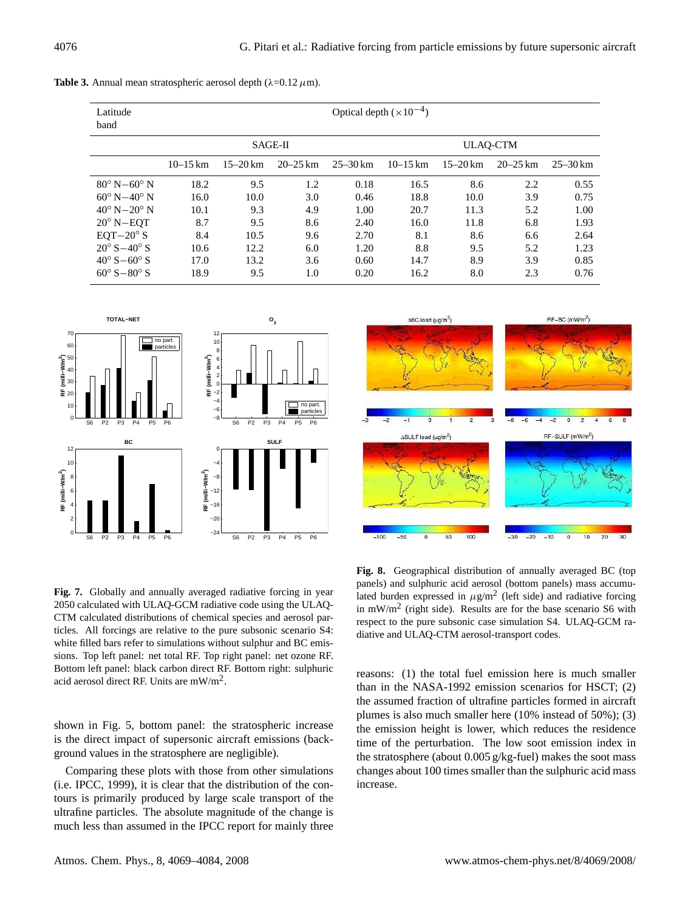**Table 3.** Annual mean stratospheric aerosol depth (λ=0.12 μm).

| Latitude band | Optical depth ($\times 10^{-4}$) | | | | | | | |
|---|---|---|---|---|---|---|---|---|
| | SAGE-II | | | | ULAQ-CTM | | | |
| | 10–15 km | 15–20 km | 20–25 km | 25–30 km | 10–15 km | 15–20 km | 20–25 km | 25–30 km |
| 80° N−60° N | 18.2 | 9.5 | 1.2 | 0.18 | 16.5 | 8.6 | 2.2 | 0.55 |
| 60° N−40° N | 16.0 | 10.0 | 3.0 | 0.46 | 18.8 | 10.0 | 3.9 | 0.75 |
| 40° N−20° N | 10.1 | 9.3 | 4.9 | 1.00 | 20.7 | 11.3 | 5.2 | 1.00 |
| 20° N−EQT | 8.7 | 9.5 | 8.6 | 2.40 | 16.0 | 11.8 | 6.8 | 1.93 |
| EQT−20° S | 8.4 | 10.5 | 9.6 | 2.70 | 8.1 | 8.6 | 6.6 | 2.64 |
| 20° S−40° S | 10.6 | 12.2 | 6.0 | 1.20 | 8.8 | 9.5 | 5.2 | 1.23 |
| 40° S−60° S | 17.0 | 13.2 | 3.6 | 0.60 | 14.7 | 8.9 | 3.9 | 0.85 |
| 60° S−80° S | 18.9 | 9.5 | 1.0 | 0.20 | 16.2 | 8.0 | 2.3 | 0.76 |

**Fig. 7.** Globally and annually averaged radiative forcing in year 2050 calculated with ULAQ-GCM radiative code using the ULAQ-CTM calculated distributions of chemical species and aerosol particles. All forcings are relative to the pure subsonic scenario S4: white filled bars refer to simulations without sulphur and BC emissions. Top left panel: net total RF. Top right panel: net ozone RF. Bottom left panel: black carbon direct RF. Bottom right: sulphuric acid aerosol direct RF. Units are mW/m$^2$.

**Fig. 8.** Geographical distribution of annually averaged BC (top panels) and sulphuric acid aerosol (bottom panels) mass accumulated burden expressed in $\mu$g/m$^2$ (left side) and radiative forcing in mW/m$^2$ (right side). Results are for the base scenario S6 with respect to the pure subsonic case simulation S4. ULAQ-GCM radiative and ULAQ-CTM aerosol-transport codes.

shown in Fig. 5, bottom panel: the stratospheric increase is the direct impact of supersonic aircraft emissions (background values in the stratosphere are negligible).

Comparing these plots with those from other simulations (i.e. IPCC, 1999), it is clear that the distribution of the contours is primarily produced by large scale transport of the ultrafine particles. The absolute magnitude of the change is much less than assumed in the IPCC report for mainly three reasons: (1) the total fuel emission here is much smaller than in the NASA-1992 emission scenarios for HSCT; (2) the assumed fraction of ultrafine particles formed in aircraft plumes is also much smaller here (10% instead of 50%); (3) the emission height is lower, which reduces the residence time of the perturbation. The low soot emission index in the stratosphere (about 0.005 g/kg-fuel) makes the soot mass changes about 100 times smaller than the sulphuric acid mass increase.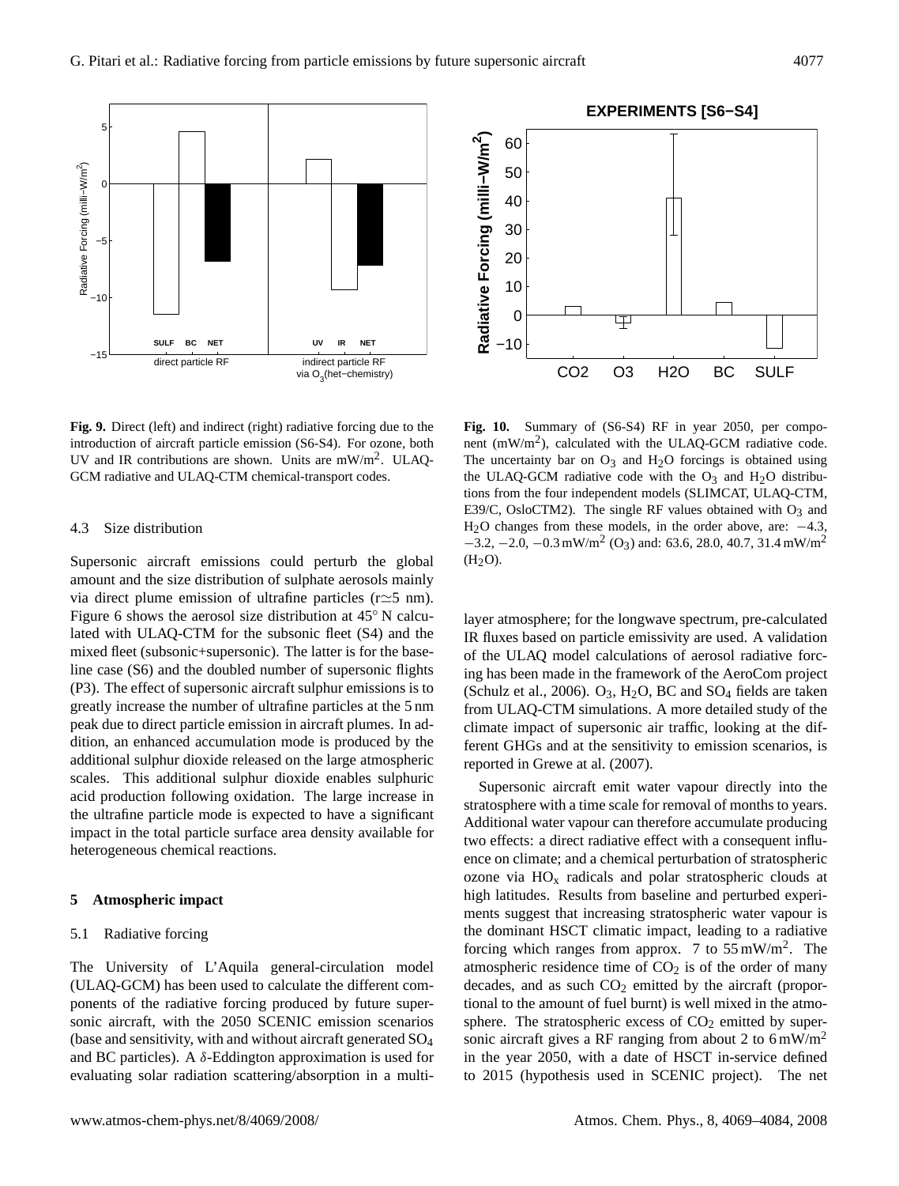**Fig. 9.** Direct (left) and indirect (right) radiative forcing due to the introduction of aircraft particle emission (S6-S4). For ozone, both UV and IR contributions are shown. Units are $mW/m^2$. ULAQ-GCM radiative and ULAQ-CTM chemical-transport codes.

**Fig. 10.** Summary of (S6-S4) RF in year 2050, per component ($mW/m^2$), calculated with the ULAQ-GCM radiative code. The uncertainty bar on $O_3$ and $H_2O$ forcings is obtained using the ULAQ-GCM radiative code with the $O_3$ and $H_2O$ distributions from the four independent models (SLIMCAT, ULAQ-CTM, E39/C, OsloCTM2). The single RF values obtained with $O_3$ and $H_2O$ changes from these models, in the order above, are: −4.3, −3.2, −2.0, −0.3 $mW/m^2$ ($O_3$) and: 63.6, 28.0, 40.7, 31.4 $mW/m^2$ ($H_2O$).

### 4.3 Size distribution

Supersonic aircraft emissions could perturb the global amount and the size distribution of sulphate aerosols mainly via direct plume emission of ultrafine particles ($r \simeq 5$ nm). Figure 6 shows the aerosol size distribution at 45° N calculated with ULAQ-CTM for the subsonic fleet (S4) and the mixed fleet (subsonic+supersonic). The latter is for the baseline case (S6) and the doubled number of supersonic flights (P3). The effect of supersonic aircraft sulphur emissions is to greatly increase the number of ultrafine particles at the 5 nm peak due to direct particle emission in aircraft plumes. In addition, an enhanced accumulation mode is produced by the additional sulphur dioxide released on the large atmospheric scales. This additional sulphur dioxide enables sulphuric acid production following oxidation. The large increase in the ultrafine particle mode is expected to have a significant impact in the total particle surface area density available for heterogeneous chemical reactions.

## 5 Atmospheric impact

### 5.1 Radiative forcing

The University of L'Aquila general-circulation model (ULAQ-GCM) has been used to calculate the different components of the radiative forcing produced by future supersonic aircraft, with the 2050 SCENIC emission scenarios (base and sensitivity, with and without aircraft generated $SO_4$ and BC particles). A $\delta$-Eddington approximation is used for evaluating solar radiation scattering/absorption in a multi-layer atmosphere; for the longwave spectrum, pre-calculated IR fluxes based on particle emissivity are used. A validation of the ULAQ model calculations of aerosol radiative forcing has been made in the framework of the AeroCom project (Schulz et al., 2006). $O_3$, $H_2O$, BC and $SO_4$ fields are taken from ULAQ-CTM simulations. A more detailed study of the climate impact of supersonic air traffic, looking at the different GHGs and at the sensitivity to emission scenarios, is reported in Grewe at al. (2007).

Supersonic aircraft emit water vapour directly into the stratosphere with a time scale for removal of months to years. Additional water vapour can therefore accumulate producing two effects: a direct radiative effect with a consequent influence on climate; and a chemical perturbation of stratospheric ozone via $HO_x$ radicals and polar stratospheric clouds at high latitudes. Results from baseline and perturbed experiments suggest that increasing stratospheric water vapour is the dominant HSCT climatic impact, leading to a radiative forcing which ranges from approx. 7 to 55 $mW/m^2$. The atmospheric residence time of $CO_2$ is of the order of many decades, and as such $CO_2$ emitted by the aircraft (proportional to the amount of fuel burnt) is well mixed in the atmosphere. The stratospheric excess of $CO_2$ emitted by supersonic aircraft gives a RF ranging from about 2 to 6 $mW/m^2$ in the year 2050, with a date of HSCT in-service defined to 2015 (hypothesis used in SCENIC project). The net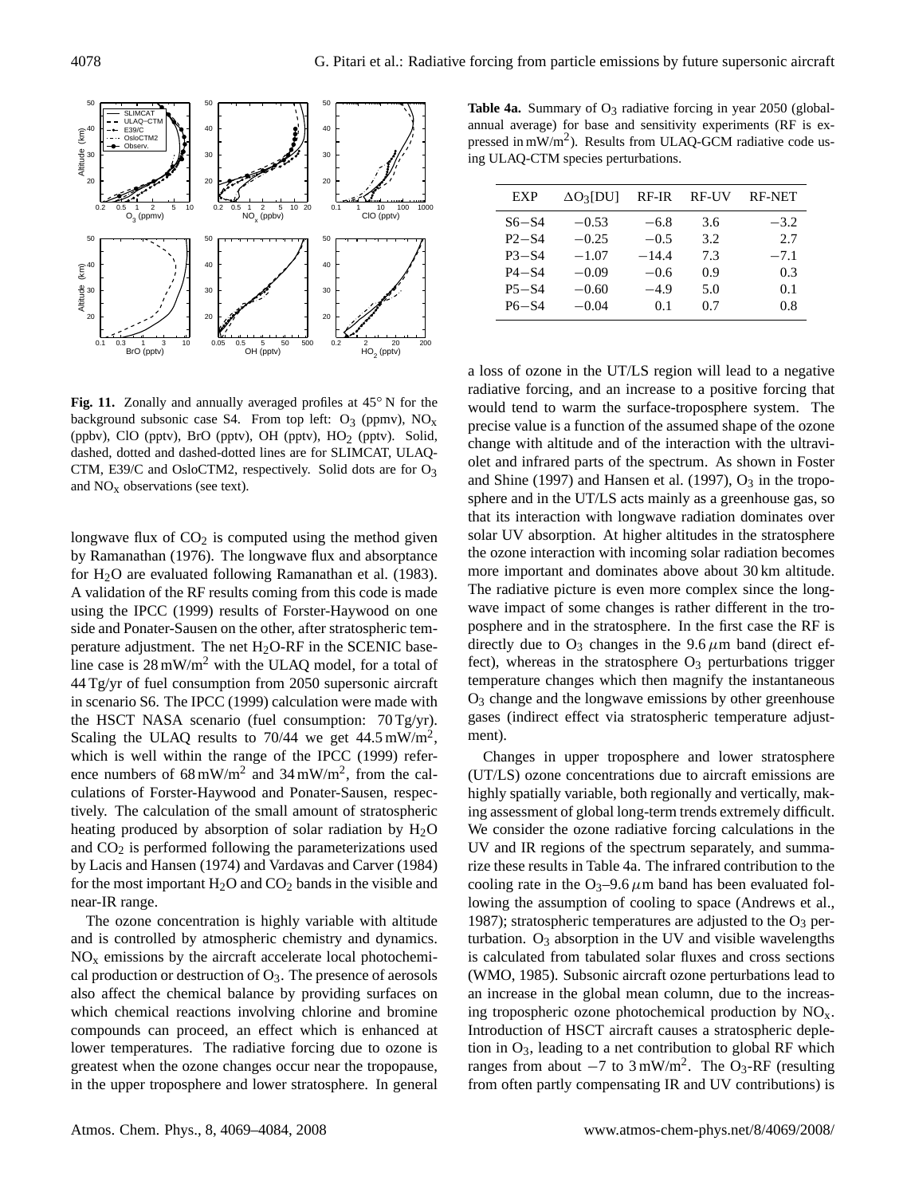**Fig. 11.** Zonally and annually averaged profiles at 45° N for the background subsonic case S4. From top left: $O_3$ (ppmv), $NO_x$ (ppbv), ClO (pptv), BrO (pptv), OH (pptv), $HO_2$ (pptv). Solid, dashed, dotted and dashed-dotted lines are for SLIMCAT, ULAQ-CTM, E39/C and OsloCTM2, respectively. Solid dots are for $O_3$ and $NO_x$ observations (see text).

longwave flux of $CO_2$ is computed using the method given by Ramanathan (1976). The longwave flux and absorptance for $H_2O$ are evaluated following Ramanathan et al. (1983). A validation of the RF results coming from this code is made using the IPCC (1999) results of Forster-Haywood on one side and Ponater-Sausen on the other, after stratospheric temperature adjustment. The net $H_2O$-RF in the SCENIC baseline case is 28 mW/m$^2$ with the ULAQ model, for a total of 44 Tg/yr of fuel consumption from 2050 supersonic aircraft in scenario S6. The IPCC (1999) calculation were made with the HSCT NASA scenario (fuel consumption: 70 Tg/yr). Scaling the ULAQ results to 70/44 we get 44.5 mW/m$^2$, which is well within the range of the IPCC (1999) reference numbers of 68 mW/m$^2$ and 34 mW/m$^2$, from the calculations of Forster-Haywood and Ponater-Sausen, respectively. The calculation of the small amount of stratospheric heating produced by absorption of solar radiation by $H_2O$ and $CO_2$ is performed following the parameterizations used by Lacis and Hansen (1974) and Vardavas and Carver (1984) for the most important $H_2O$ and $CO_2$ bands in the visible and near-IR range.

The ozone concentration is highly variable with altitude and is controlled by atmospheric chemistry and dynamics. $NO_x$ emissions by the aircraft accelerate local photochemical production or destruction of $O_3$. The presence of aerosols also affect the chemical balance by providing surfaces on which chemical reactions involving chlorine and bromine compounds can proceed, an effect which is enhanced at lower temperatures. The radiative forcing due to ozone is greatest when the ozone changes occur near the tropopause, in the upper troposphere and lower stratosphere. In general a loss of ozone in the UT/LS region will lead to a negative radiative forcing, and an increase to a positive forcing that would tend to warm the surface-troposphere system. The precise value is a function of the assumed shape of the ozone change with altitude and of the interaction with the ultraviolet and infrared parts of the spectrum. As shown in Foster and Shine (1997) and Hansen et al. (1997), $O_3$ in the troposphere and in the UT/LS acts mainly as a greenhouse gas, so that its interaction with longwave radiation dominates over solar UV absorption. At higher altitudes in the stratosphere the ozone interaction with incoming solar radiation becomes more important and dominates above about 30 km altitude. The radiative picture is even more complex since the longwave impact of some changes is rather different in the troposphere and in the stratosphere. In the first case the RF is directly due to $O_3$ changes in the 9.6 $\mu$m band (direct effect), whereas in the stratosphere $O_3$ perturbations trigger temperature changes which then magnify the instantaneous $O_3$ change and the longwave emissions by other greenhouse gases (indirect effect via stratospheric temperature adjustment).

**Table 4a.** Summary of $O_3$ radiative forcing in year 2050 (global-annual average) for base and sensitivity experiments (RF is expressed in mW/m$^2$). Results from ULAQ-GCM radiative code using ULAQ-CTM species perturbations.

| EXP | $\Delta O_3$[DU] | RF-IR | RF-UV | RF-NET |
|---|---|---|---|---|
| S6−S4 | −0.53 | −6.8 | 3.6 | −3.2 |
| P2−S4 | −0.25 | −0.5 | 3.2 | 2.7 |
| P3−S4 | −1.07 | −14.4 | 7.3 | −7.1 |
| P4−S4 | −0.09 | −0.6 | 0.9 | 0.3 |
| P5−S4 | −0.60 | −4.9 | 5.0 | 0.1 |
| P6−S4 | −0.04 | 0.1 | 0.7 | 0.8 |

Changes in upper troposphere and lower stratosphere (UT/LS) ozone concentrations due to aircraft emissions are highly spatially variable, both regionally and vertically, making assessment of global long-term trends extremely difficult. We consider the ozone radiative forcing calculations in the UV and IR regions of the spectrum separately, and summarize these results in Table 4a. The infrared contribution to the cooling rate in the $O_3$–9.6 $\mu$m band has been evaluated following the assumption of cooling to space (Andrews et al., 1987); stratospheric temperatures are adjusted to the $O_3$ perturbation. $O_3$ absorption in the UV and visible wavelengths is calculated from tabulated solar fluxes and cross sections (WMO, 1985). Subsonic aircraft ozone perturbations lead to an increase in the global mean column, due to the increasing tropospheric ozone photochemical production by $NO_x$. Introduction of HSCT aircraft causes a stratospheric depletion in $O_3$, leading to a net contribution to global RF which ranges from about −7 to 3 mW/m$^2$. The $O_3$-RF (resulting from often partly compensating IR and UV contributions) is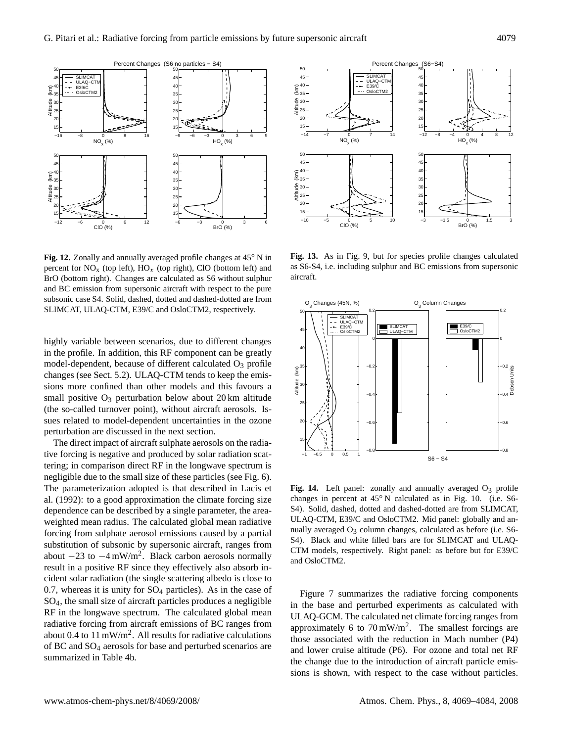**Fig. 12.** Zonally and annually averaged profile changes at 45° N in percent for $NO_x$ (top left), $HO_x$ (top right), ClO (bottom left) and BrO (bottom right). Changes are calculated as S6 without sulphur and BC emission from supersonic aircraft with respect to the pure subsonic case S4. Solid, dashed, dotted and dashed-dotted are from SLIMCAT, ULAQ-CTM, E39/C and OsloCTM2, respectively.

**Fig. 13.** As in Fig. 9, but for species profile changes calculated as S6-S4, i.e. including sulphur and BC emissions from supersonic aircraft.

highly variable between scenarios, due to different changes in the profile. In addition, this RF component can be greatly model-dependent, because of different calculated $O_3$ profile changes (see Sect. 5.2). ULAQ-CTM tends to keep the emissions more confined than other models and this favours a small positive $O_3$ perturbation below about 20 km altitude (the so-called turnover point), without aircraft aerosols. Issues related to model-dependent uncertainties in the ozone perturbation are discussed in the next section.

The direct impact of aircraft sulphate aerosols on the radiative forcing is negative and produced by solar radiation scattering; in comparison direct RF in the longwave spectrum is negligible due to the small size of these particles (see Fig. 6). The parameterization adopted is that described in Lacis et al. (1992): to a good approximation the climate forcing size dependence can be described by a single parameter, the area-weighted mean radius. The calculated global mean radiative forcing from sulphate aerosol emissions caused by a partial substitution of subsonic by supersonic aircraft, ranges from about $-23$ to $-4\,\text{mW/m}^2$. Black carbon aerosols normally result in a positive RF since they effectively also absorb incident solar radiation (the single scattering albedo is close to 0.7, whereas it is unity for $SO_4$ particles). As in the case of $SO_4$, the small size of aircraft particles produces a negligible RF in the longwave spectrum. The calculated global mean radiative forcing from aircraft emissions of BC ranges from about 0.4 to $11\,\text{mW/m}^2$. All results for radiative calculations of BC and $SO_4$ aerosols for base and perturbed scenarios are summarized in Table 4b.

**Fig. 14.** Left panel: zonally and annually averaged $O_3$ profile changes in percent at 45° N calculated as in Fig. 10. (i.e. S6-S4). Solid, dashed, dotted and dashed-dotted are from SLIMCAT, ULAQ-CTM, E39/C and OsloCTM2. Mid panel: globally and annually averaged $O_3$ column changes, calculated as before (i.e. S6-S4). Black and white filled bars are for SLIMCAT and ULAQ-CTM models, respectively. Right panel: as before but for E39/C and OsloCTM2.

Figure 7 summarizes the radiative forcing components in the base and perturbed experiments as calculated with ULAQ-GCM. The calculated net climate forcing ranges from approximately 6 to $70\,\text{mW/m}^2$. The smallest forcings are those associated with the reduction in Mach number (P4) and lower cruise altitude (P6). For ozone and total net RF the change due to the introduction of aircraft particle emissions is shown, with respect to the case without particles.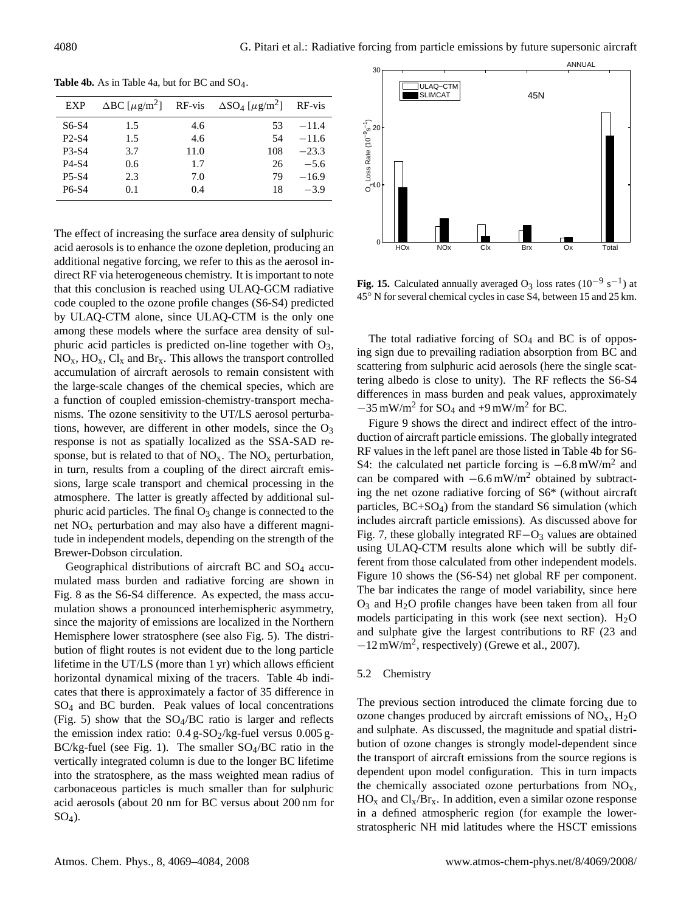**Table 4b.** As in Table 4a, but for BC and $SO_4$.

| EXP | $\Delta BC$ [$\mu g/m^2$] | RF-vis | $\Delta SO_4$ [$\mu g/m^2$] | RF-vis |
|---|---|---|---|---|
| S6-S4 | 1.5 | 4.6 | 53 | −11.4 |
| P2-S4 | 1.5 | 4.6 | 54 | −11.6 |
| P3-S4 | 3.7 | 11.0 | 108 | −23.3 |
| P4-S4 | 0.6 | 1.7 | 26 | −5.6 |
| P5-S4 | 2.3 | 7.0 | 79 | −16.9 |
| P6-S4 | 0.1 | 0.4 | 18 | −3.9 |

The effect of increasing the surface area density of sulphuric acid aerosols is to enhance the ozone depletion, producing an additional negative forcing, we refer to this as the aerosol indirect RF via heterogeneous chemistry. It is important to note that this conclusion is reached using ULAQ-GCM radiative code coupled to the ozone profile changes (S6-S4) predicted by ULAQ-CTM alone, since ULAQ-CTM is the only one among these models where the surface area density of sulphuric acid particles is predicted on-line together with $O_3$, $NO_x$, $HO_x$, $Cl_x$ and $Br_x$. This allows the transport controlled accumulation of aircraft aerosols to remain consistent with the large-scale changes of the chemical species, which are a function of coupled emission-chemistry-transport mechanisms. The ozone sensitivity to the UT/LS aerosol perturbations, however, are different in other models, since the $O_3$ response is not as spatially localized as the SSA-SAD response, but is related to that of $NO_x$. The $NO_x$ perturbation, in turn, results from a coupling of the direct aircraft emissions, large scale transport and chemical processing in the atmosphere. The latter is greatly affected by additional sulphuric acid particles. The final $O_3$ change is connected to the net $NO_x$ perturbation and may also have a different magnitude in independent models, depending on the strength of the Brewer-Dobson circulation.

Geographical distributions of aircraft BC and $SO_4$ accumulated mass burden and radiative forcing are shown in Fig. 8 as the S6-S4 difference. As expected, the mass accumulation shows a pronounced interhemispheric asymmetry, since the majority of emissions are localized in the Northern Hemisphere lower stratosphere (see also Fig. 5). The distribution of flight routes is not evident due to the long particle lifetime in the UT/LS (more than 1 yr) which allows efficient horizontal dynamical mixing of the tracers. Table 4b indicates that there is approximately a factor of 35 difference in $SO_4$ and BC burden. Peak values of local concentrations (Fig. 5) show that the $SO_4$/BC ratio is larger and reflects the emission index ratio: 0.4 g-$SO_2$/kg-fuel versus 0.005 g-BC/kg-fuel (see Fig. 1). The smaller $SO_4$/BC ratio in the vertically integrated column is due to the longer BC lifetime into the stratosphere, as the mass weighted mean radius of carbonaceous particles is much smaller than for sulphuric acid aerosols (about 20 nm for BC versus about 200 nm for $SO_4$).

**Fig. 15.** Calculated annually averaged $O_3$ loss rates ($10^{-9}$ s$^{-1}$) at 45° N for several chemical cycles in case S4, between 15 and 25 km.

The total radiative forcing of $SO_4$ and BC is of opposing sign due to prevailing radiation absorption from BC and scattering from sulphuric acid aerosols (here the single scattering albedo is close to unity). The RF reflects the S6-S4 differences in mass burden and peak values, approximately $-35\,mW/m^2$ for $SO_4$ and $+9\,mW/m^2$ for BC.

Figure 9 shows the direct and indirect effect of the introduction of aircraft particle emissions. The globally integrated RF values in the left panel are those listed in Table 4b for S6-S4: the calculated net particle forcing is $-6.8\,mW/m^2$ and can be compared with $-6.6\,mW/m^2$ obtained by subtracting the net ozone radiative forcing of S6* (without aircraft particles, BC+$SO_4$) from the standard S6 simulation (which includes aircraft particle emissions). As discussed above for Fig. 7, these globally integrated RF$-O_3$ values are obtained using ULAQ-CTM results alone which will be subtly different from those calculated from other independent models. Figure 10 shows the (S6-S4) net global RF per component. The bar indicates the range of model variability, since here $O_3$ and $H_2O$ profile changes have been taken from all four models participating in this work (see next section). $H_2O$ and sulphate give the largest contributions to RF (23 and $-12\,mW/m^2$, respectively) (Grewe et al., 2007).

### 5.2 Chemistry

The previous section introduced the climate forcing due to ozone changes produced by aircraft emissions of $NO_x$, $H_2O$ and sulphate. As discussed, the magnitude and spatial distribution of ozone changes is strongly model-dependent since the transport of aircraft emissions from the source regions is dependent upon model configuration. This in turn impacts the chemically associated ozone perturbations from $NO_x$, $HO_x$ and $Cl_x$/$Br_x$. In addition, even a similar ozone response in a defined atmospheric region (for example the lower-stratospheric NH mid latitudes where the HSCT emissions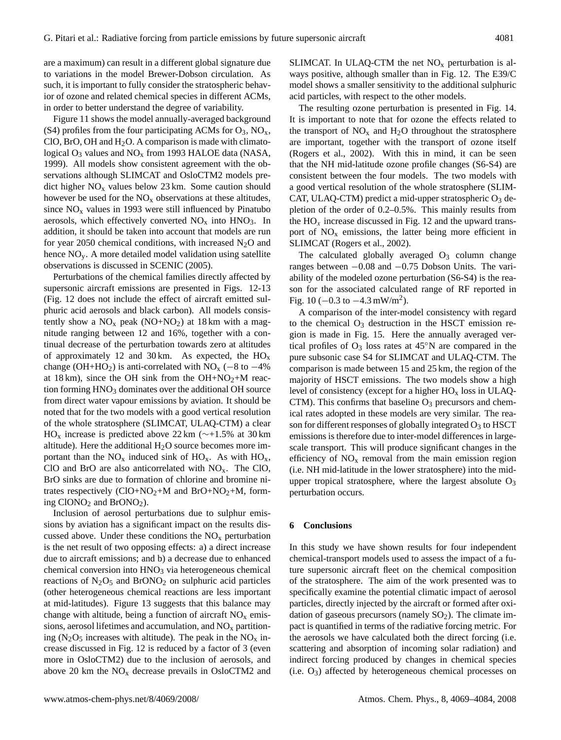are a maximum) can result in a different global signature due to variations in the model Brewer-Dobson circulation. As such, it is important to fully consider the stratospheric behavior of ozone and related chemical species in different ACMs, in order to better understand the degree of variability.

Figure 11 shows the model annually-averaged background (S4) profiles from the four participating ACMs for $O_3$, $NO_x$, ClO, BrO, OH and $H_2O$. A comparison is made with climatological $O_3$ values and $NO_x$ from 1993 HALOE data (NASA, 1999). All models show consistent agreement with the observations although SLIMCAT and OsloCTM2 models predict higher $NO_x$ values below 23 km. Some caution should however be used for the $NO_x$ observations at these altitudes, since $NO_x$ values in 1993 were still influenced by Pinatubo aerosols, which effectively converted $NO_x$ into $HNO_3$. In addition, it should be taken into account that models are run for year 2050 chemical conditions, with increased $N_2O$ and hence $NO_y$. A more detailed model validation using satellite observations is discussed in SCENIC (2005).

Perturbations of the chemical families directly affected by supersonic aircraft emissions are presented in Figs. 12-13 (Fig. 12 does not include the effect of aircraft emitted sulphuric acid aerosols and black carbon). All models consistently show a $NO_x$ peak ($NO+NO_2$) at 18 km with a magnitude ranging between 12 and 16%, together with a continual decrease of the perturbation towards zero at altitudes of approximately 12 and 30 km. As expected, the $HO_x$ change ($OH+HO_2$) is anti-correlated with $NO_x$ ($-8$ to $-4$% at 18 km), since the OH sink from the $OH+NO_2+M$ reaction forming $HNO_3$ dominates over the additional OH source from direct water vapour emissions by aviation. It should be noted that for the two models with a good vertical resolution of the whole stratosphere (SLIMCAT, ULAQ-CTM) a clear $HO_x$ increase is predicted above 22 km ($\sim$+1.5% at 30 km altitude). Here the additional $H_2O$ source becomes more important than the $NO_x$ induced sink of $HO_x$. As with $HO_x$, ClO and BrO are also anticorrelated with $NO_x$. The ClO, BrO sinks are due to formation of chlorine and bromine nitrates respectively ($ClO+NO_2+M$ and $BrO+NO_2+M$, forming $ClONO_2$ and $BrONO_2$).

Inclusion of aerosol perturbations due to sulphur emissions by aviation has a significant impact on the results discussed above. Under these conditions the $NO_x$ perturbation is the net result of two opposing effects: a) a direct increase due to aircraft emissions; and b) a decrease due to enhanced chemical conversion into $HNO_3$ via heterogeneous chemical reactions of $N_2O_5$ and $BrONO_2$ on sulphuric acid particles (other heterogeneous chemical reactions are less important at mid-latitudes). Figure 13 suggests that this balance may change with altitude, being a function of aircraft $NO_x$ emissions, aerosol lifetimes and accumulation, and $NO_x$ partitioning ($N_2O_5$ increases with altitude). The peak in the $NO_x$ increase discussed in Fig. 12 is reduced by a factor of 3 (even more in OsloCTM2) due to the inclusion of aerosols, and above 20 km the $NO_x$ decrease prevails in OsloCTM2 and SLIMCAT. In ULAQ-CTM the net $NO_x$ perturbation is always positive, although smaller than in Fig. 12. The E39/C model shows a smaller sensitivity to the additional sulphuric acid particles, with respect to the other models.

The resulting ozone perturbation is presented in Fig. 14. It is important to note that for ozone the effects related to the transport of $NO_x$ and $H_2O$ throughout the stratosphere are important, together with the transport of ozone itself (Rogers et al., 2002). With this in mind, it can be seen that the NH mid-latitude ozone profile changes (S6-S4) are consistent between the four models. The two models with a good vertical resolution of the whole stratosphere (SLIMCAT, ULAQ-CTM) predict a mid-upper stratospheric $O_3$ depletion of the order of 0.2–0.5%. This mainly results from the $HO_x$ increase discussed in Fig. 12 and the upward transport of $NO_x$ emissions, the latter being more efficient in SLIMCAT (Rogers et al., 2002).

The calculated globally averaged $O_3$ column change ranges between $-0.08$ and $-0.75$ Dobson Units. The variability of the modeled ozone perturbation (S6-S4) is the reason for the associated calculated range of RF reported in Fig. 10 ($-0.3$ to $-4.3$ mW/m$^2$).

A comparison of the inter-model consistency with regard to the chemical $O_3$ destruction in the HSCT emission region is made in Fig. 15. Here the annually averaged vertical profiles of $O_3$ loss rates at 45°N are compared in the pure subsonic case S4 for SLIMCAT and ULAQ-CTM. The comparison is made between 15 and 25 km, the region of the majority of HSCT emissions. The two models show a high level of consistency (except for a higher $HO_x$ loss in ULAQ-CTM). This confirms that baseline $O_3$ precursors and chemical rates adopted in these models are very similar. The reason for different responses of globally integrated $O_3$ to HSCT emissions is therefore due to inter-model differences in large-scale transport. This will produce significant changes in the efficiency of $NO_x$ removal from the main emission region (i.e. NH mid-latitude in the lower stratosphere) into the mid-upper tropical stratosphere, where the largest absolute $O_3$ perturbation occurs.

## 6 Conclusions

In this study we have shown results for four independent chemical-transport models used to assess the impact of a future supersonic aircraft fleet on the chemical composition of the stratosphere. The aim of the work presented was to specifically examine the potential climatic impact of aerosol particles, directly injected by the aircraft or formed after oxidation of gaseous precursors (namely $SO_2$). The climate impact is quantified in terms of the radiative forcing metric. For the aerosols we have calculated both the direct forcing (i.e. scattering and absorption of incoming solar radiation) and indirect forcing produced by changes in chemical species (i.e. $O_3$) affected by heterogeneous chemical processes on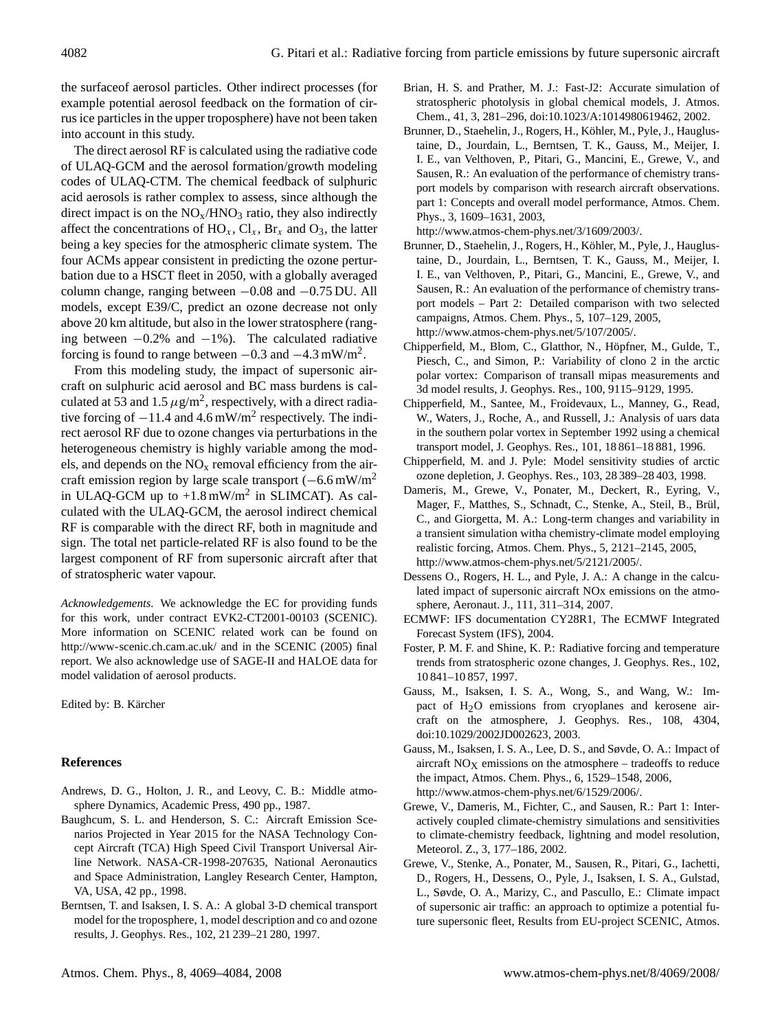the surfaceof aerosol particles. Other indirect processes (for example potential aerosol feedback on the formation of cirrus ice particles in the upper troposphere) have not been taken into account in this study.

The direct aerosol RF is calculated using the radiative code of ULAQ-GCM and the aerosol formation/growth modeling codes of ULAQ-CTM. The chemical feedback of sulphuric acid aerosols is rather complex to assess, since although the direct impact is on the $NO_x/HNO_3$ ratio, they also indirectly affect the concentrations of $HO_x$, $Cl_x$, $Br_x$ and $O_3$, the latter being a key species for the atmospheric climate system. The four ACMs appear consistent in predicting the ozone perturbation due to a HSCT fleet in 2050, with a globally averaged column change, ranging between −0.08 and −0.75 DU. All models, except E39/C, predict an ozone decrease not only above 20 km altitude, but also in the lower stratosphere (ranging between −0.2% and −1%). The calculated radiative forcing is found to range between −0.3 and −4.3 mW/m$^2$.

From this modeling study, the impact of supersonic aircraft on sulphuric acid aerosol and BC mass burdens is calculated at 53 and 1.5 $\mu$g/m$^2$, respectively, with a direct radiative forcing of −11.4 and 4.6 mW/m$^2$ respectively. The indirect aerosol RF due to ozone changes via perturbations in the heterogeneous chemistry is highly variable among the models, and depends on the $NO_x$ removal efficiency from the aircraft emission region by large scale transport (−6.6 mW/m$^2$ in ULAQ-GCM up to +1.8 mW/m$^2$ in SLIMCAT). As calculated with the ULAQ-GCM, the aerosol indirect chemical RF is comparable with the direct RF, both in magnitude and sign. The total net particle-related RF is also found to be the largest component of RF from supersonic aircraft after that of stratospheric water vapour.

*Acknowledgements.* We acknowledge the EC for providing funds for this work, under contract EVK2-CT2001-00103 (SCENIC). More information on SCENIC related work can be found on http://www-scenic.ch.cam.ac.uk/ and in the SCENIC (2005) final report. We also acknowledge use of SAGE-II and HALOE data for model validation of aerosol products.

Edited by: B. Kärcher

## References

Andrews, D. G., Holton, J. R., and Leovy, C. B.: Middle atmosphere Dynamics, Academic Press, 490 pp., 1987.

Baughcum, S. L. and Henderson, S. C.: Aircraft Emission Scenarios Projected in Year 2015 for the NASA Technology Concept Aircraft (TCA) High Speed Civil Transport Universal Airline Network. NASA-CR-1998-207635, National Aeronautics and Space Administration, Langley Research Center, Hampton, VA, USA, 42 pp., 1998.

Berntsen, T. and Isaksen, I. S. A.: A global 3-D chemical transport model for the troposphere, 1, model description and co and ozone results, J. Geophys. Res., 102, 21 239–21 280, 1997.

Brian, H. S. and Prather, M. J.: Fast-J2: Accurate simulation of stratospheric photolysis in global chemical models, J. Atmos. Chem., 41, 3, 281–296, doi:10.1023/A:1014980619462, 2002.

Brunner, D., Staehelin, J., Rogers, H., Köhler, M., Pyle, J., Hauglustaine, D., Jourdain, L., Berntsen, T. K., Gauss, M., Meijer, I. I. E., van Velthoven, P., Pitari, G., Mancini, E., Grewe, V., and Sausen, R.: An evaluation of the performance of chemistry transport models by comparison with research aircraft observations. part 1: Concepts and overall model performance, Atmos. Chem. Phys., 3, 1609–1631, 2003, http://www.atmos-chem-phys.net/3/1609/2003/.

Brunner, D., Staehelin, J., Rogers, H., Köhler, M., Pyle, J., Hauglustaine, D., Jourdain, L., Berntsen, T. K., Gauss, M., Meijer, I. I. E., van Velthoven, P., Pitari, G., Mancini, E., Grewe, V., and Sausen, R.: An evaluation of the performance of chemistry transport models – Part 2: Detailed comparison with two selected campaigns, Atmos. Chem. Phys., 5, 107–129, 2005, http://www.atmos-chem-phys.net/5/107/2005/.

Chipperfield, M., Blom, C., Glatthor, N., Höpfner, M., Gulde, T., Piesch, C., and Simon, P.: Variability of clono 2 in the arctic polar vortex: Comparison of transall mipas measurements and 3d model results, J. Geophys. Res., 100, 9115–9129, 1995.

Chipperfield, M., Santee, M., Froidevaux, L., Manney, G., Read, W., Waters, J., Roche, A., and Russell, J.: Analysis of uars data in the southern polar vortex in September 1992 using a chemical transport model, J. Geophys. Res., 101, 18 861–18 881, 1996.

Chipperfield, M. and J. Pyle: Model sensitivity studies of arctic ozone depletion, J. Geophys. Res., 103, 28 389–28 403, 1998.

Dameris, M., Grewe, V., Ponater, M., Deckert, R., Eyring, V., Mager, F., Matthes, S., Schnadt, C., Stenke, A., Steil, B., Brül, C., and Giorgetta, M. A.: Long-term changes and variability in a transient simulation witha chemistry-climate model employing realistic forcing, Atmos. Chem. Phys., 5, 2121–2145, 2005, http://www.atmos-chem-phys.net/5/2121/2005/.

Dessens O., Rogers, H. L., and Pyle, J. A.: A change in the calculated impact of supersonic aircraft NOx emissions on the atmosphere, Aeronaut. J., 111, 311–314, 2007.

ECMWF: IFS documentation CY28R1, The ECMWF Integrated Forecast System (IFS), 2004.

Foster, P. M. F. and Shine, K. P.: Radiative forcing and temperature trends from stratospheric ozone changes, J. Geophys. Res., 102, 10 841–10 857, 1997.

Gauss, M., Isaksen, I. S. A., Wong, S., and Wang, W.: Impact of $H_2O$ emissions from cryoplanes and kerosene aircraft on the atmosphere, J. Geophys. Res., 108, 4304, doi:10.1029/2002JD002623, 2003.

Gauss, M., Isaksen, I. S. A., Lee, D. S., and Søvde, O. A.: Impact of aircraft $NO_X$ emissions on the atmosphere – tradeoffs to reduce the impact, Atmos. Chem. Phys., 6, 1529–1548, 2006, http://www.atmos-chem-phys.net/6/1529/2006/.

Grewe, V., Dameris, M., Fichter, C., and Sausen, R.: Part 1: Interactively coupled climate-chemistry simulations and sensitivities to climate-chemistry feedback, lightning and model resolution, Meteorol. Z., 3, 177–186, 2002.

Grewe, V., Stenke, A., Ponater, M., Sausen, R., Pitari, G., Iachetti, D., Rogers, H., Dessens, O., Pyle, J., Isaksen, I. S. A., Gulstad, L., Søvde, O. A., Marizy, C., and Pascullo, E.: Climate impact of supersonic air traffic: an approach to optimize a potential future supersonic fleet, Results from EU-project SCENIC, Atmos.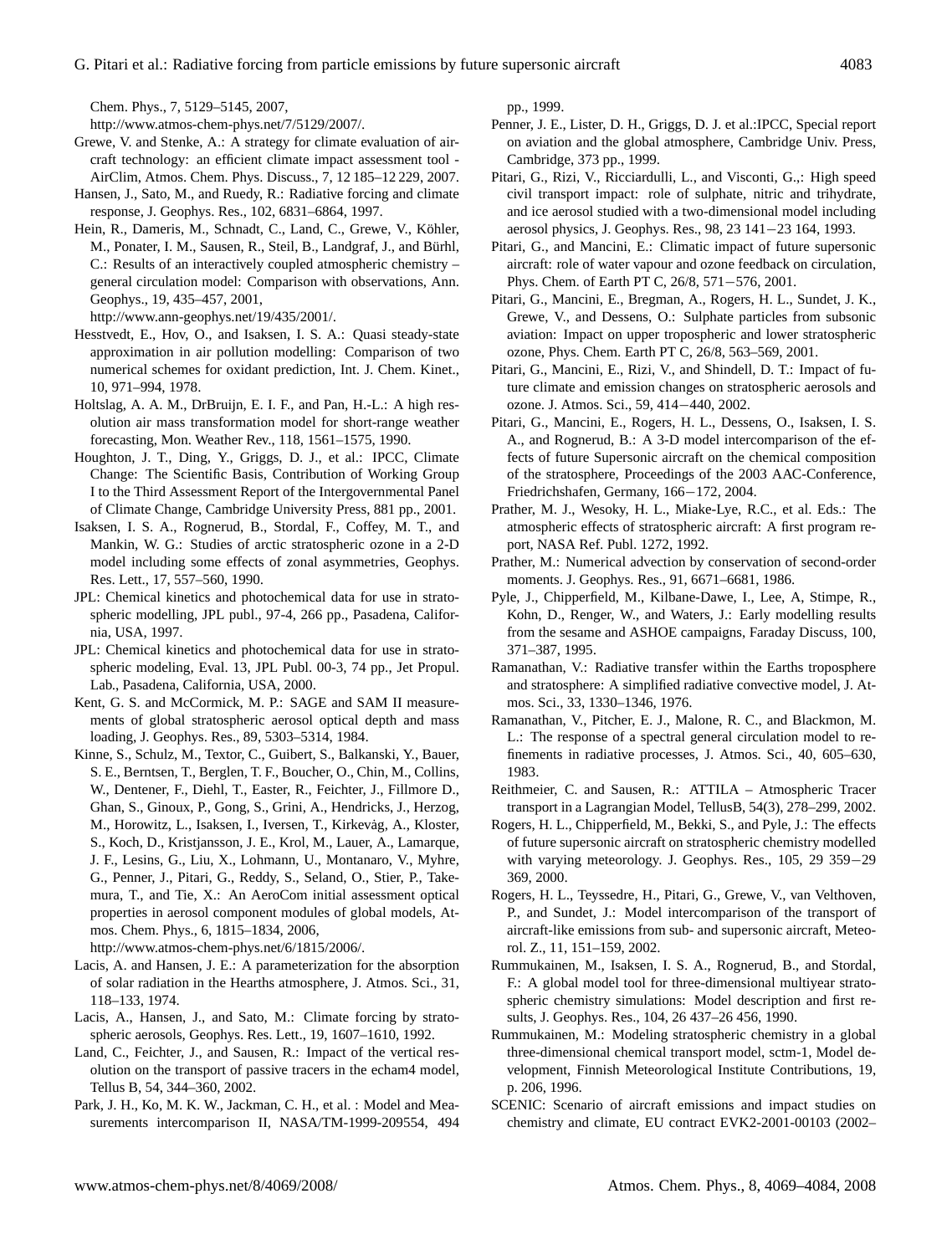Chem. Phys., 7, 5129–5145, 2007, http://www.atmos-chem-phys.net/7/5129/2007/.

Grewe, V. and Stenke, A.: A strategy for climate evaluation of aircraft technology: an efficient climate impact assessment tool - AirClim, Atmos. Chem. Phys. Discuss., 7, 12 185–12 229, 2007.

Hansen, J., Sato, M., and Ruedy, R.: Radiative forcing and climate response, J. Geophys. Res., 102, 6831–6864, 1997.

Hein, R., Dameris, M., Schnadt, C., Land, C., Grewe, V., Köhler, M., Ponater, I. M., Sausen, R., Steil, B., Landgraf, J., and Bürhl, C.: Results of an interactively coupled atmospheric chemistry – general circulation model: Comparison with observations, Ann. Geophys., 19, 435–457, 2001, http://www.ann-geophys.net/19/435/2001/.

Hesstvedt, E., Hov, O., and Isaksen, I. S. A.: Quasi steady-state approximation in air pollution modelling: Comparison of two numerical schemes for oxidant prediction, Int. J. Chem. Kinet., 10, 971–994, 1978.

Holtslag, A. A. M., DrBruijn, E. I. F., and Pan, H.-L.: A high resolution air mass transformation model for short-range weather forecasting, Mon. Weather Rev., 118, 1561–1575, 1990.

Houghton, J. T., Ding, Y., Griggs, D. J., et al.: IPCC, Climate Change: The Scientific Basis, Contribution of Working Group I to the Third Assessment Report of the Intergovernmental Panel of Climate Change, Cambridge University Press, 881 pp., 2001.

Isaksen, I. S. A., Rognerud, B., Stordal, F., Coffey, M. T., and Mankin, W. G.: Studies of arctic stratospheric ozone in a 2-D model including some effects of zonal asymmetries, Geophys. Res. Lett., 17, 557–560, 1990.

JPL: Chemical kinetics and photochemical data for use in stratospheric modelling, JPL publ., 97-4, 266 pp., Pasadena, California, USA, 1997.

JPL: Chemical kinetics and photochemical data for use in stratospheric modeling, Eval. 13, JPL Publ. 00-3, 74 pp., Jet Propul. Lab., Pasadena, California, USA, 2000.

Kent, G. S. and McCormick, M. P.: SAGE and SAM II measurements of global stratospheric aerosol optical depth and mass loading, J. Geophys. Res., 89, 5303–5314, 1984.

Kinne, S., Schulz, M., Textor, C., Guibert, S., Balkanski, Y., Bauer, S. E., Berntsen, T., Berglen, T. F., Boucher, O., Chin, M., Collins, W., Dentener, F., Diehl, T., Easter, R., Feichter, J., Fillmore D., Ghan, S., Ginoux, P., Gong, S., Grini, A., Hendricks, J., Herzog, M., Horowitz, L., Isaksen, I., Iversen, T., Kirkevåg, A., Kloster, S., Koch, D., Kristjansson, J. E., Krol, M., Lauer, A., Lamarque, J. F., Lesins, G., Liu, X., Lohmann, U., Montanaro, V., Myhre, G., Penner, J., Pitari, G., Reddy, S., Seland, O., Stier, P., Takemura, T., and Tie, X.: An AeroCom initial assessment optical properties in aerosol component modules of global models, Atmos. Chem. Phys., 6, 1815–1834, 2006, http://www.atmos-chem-phys.net/6/1815/2006/.

Lacis, A. and Hansen, J. E.: A parameterization for the absorption of solar radiation in the Hearths atmosphere, J. Atmos. Sci., 31, 118–133, 1974.

Lacis, A., Hansen, J., and Sato, M.: Climate forcing by stratospheric aerosols, Geophys. Res. Lett., 19, 1607–1610, 1992.

Land, C., Feichter, J., and Sausen, R.: Impact of the vertical resolution on the transport of passive tracers in the echam4 model, Tellus B, 54, 344–360, 2002.

Park, J. H., Ko, M. K. W., Jackman, C. H., et al. : Model and Measurements intercomparison II, NASA/TM-1999-209554, 494 pp., 1999.

Penner, J. E., Lister, D. H., Griggs, D. J. et al.:IPCC, Special report on aviation and the global atmosphere, Cambridge Univ. Press, Cambridge, 373 pp., 1999.

Pitari, G., Rizi, V., Ricciardulli, L., and Visconti, G.,: High speed civil transport impact: role of sulphate, nitric and trihydrate, and ice aerosol studied with a two-dimensional model including aerosol physics, J. Geophys. Res., 98, 23 141−23 164, 1993.

Pitari, G., and Mancini, E.: Climatic impact of future supersonic aircraft: role of water vapour and ozone feedback on circulation, Phys. Chem. of Earth PT C, 26/8, 571−576, 2001.

Pitari, G., Mancini, E., Bregman, A., Rogers, H. L., Sundet, J. K., Grewe, V., and Dessens, O.: Sulphate particles from subsonic aviation: Impact on upper tropospheric and lower stratospheric ozone, Phys. Chem. Earth PT C, 26/8, 563–569, 2001.

Pitari, G., Mancini, E., Rizi, V., and Shindell, D. T.: Impact of future climate and emission changes on stratospheric aerosols and ozone. J. Atmos. Sci., 59, 414−440, 2002.

Pitari, G., Mancini, E., Rogers, H. L., Dessens, O., Isaksen, I. S. A., and Rognerud, B.: A 3-D model intercomparison of the effects of future Supersonic aircraft on the chemical composition of the stratosphere, Proceedings of the 2003 AAC-Conference, Friedrichshafen, Germany, 166−172, 2004.

Prather, M. J., Wesoky, H. L., Miake-Lye, R.C., et al. Eds.: The atmospheric effects of stratospheric aircraft: A first program report, NASA Ref. Publ. 1272, 1992.

Prather, M.: Numerical advection by conservation of second-order moments. J. Geophys. Res., 91, 6671–6681, 1986.

Pyle, J., Chipperfield, M., Kilbane-Dawe, I., Lee, A, Stimpe, R., Kohn, D., Renger, W., and Waters, J.: Early modelling results from the sesame and ASHOE campaigns, Faraday Discuss, 100, 371–387, 1995.

Ramanathan, V.: Radiative transfer within the Earths troposphere and stratosphere: A simplified radiative convective model, J. Atmos. Sci., 33, 1330–1346, 1976.

Ramanathan, V., Pitcher, E. J., Malone, R. C., and Blackmon, M. L.: The response of a spectral general circulation model to refinements in radiative processes, J. Atmos. Sci., 40, 605–630, 1983.

Reithmeier, C. and Sausen, R.: ATTILA – Atmospheric Tracer transport in a Lagrangian Model, TellusB, 54(3), 278–299, 2002.

Rogers, H. L., Chipperfield, M., Bekki, S., and Pyle, J.: The effects of future supersonic aircraft on stratospheric chemistry modelled with varying meteorology. J. Geophys. Res., 105, 29 359−29 369, 2000.

Rogers, H. L., Teyssedre, H., Pitari, G., Grewe, V., van Velthoven, P., and Sundet, J.: Model intercomparison of the transport of aircraft-like emissions from sub- and supersonic aircraft, Meteorol. Z., 11, 151–159, 2002.

Rummukainen, M., Isaksen, I. S. A., Rognerud, B., and Stordal, F.: A global model tool for three-dimensional multiyear stratospheric chemistry simulations: Model description and first results, J. Geophys. Res., 104, 26 437–26 456, 1990.

Rummukainen, M.: Modeling stratospheric chemistry in a global three-dimensional chemical transport model, sctm-1, Model development, Finnish Meteorological Institute Contributions, 19, p. 206, 1996.

SCENIC: Scenario of aircraft emissions and impact studies on chemistry and climate, EU contract EVK2-2001-00103 (2002–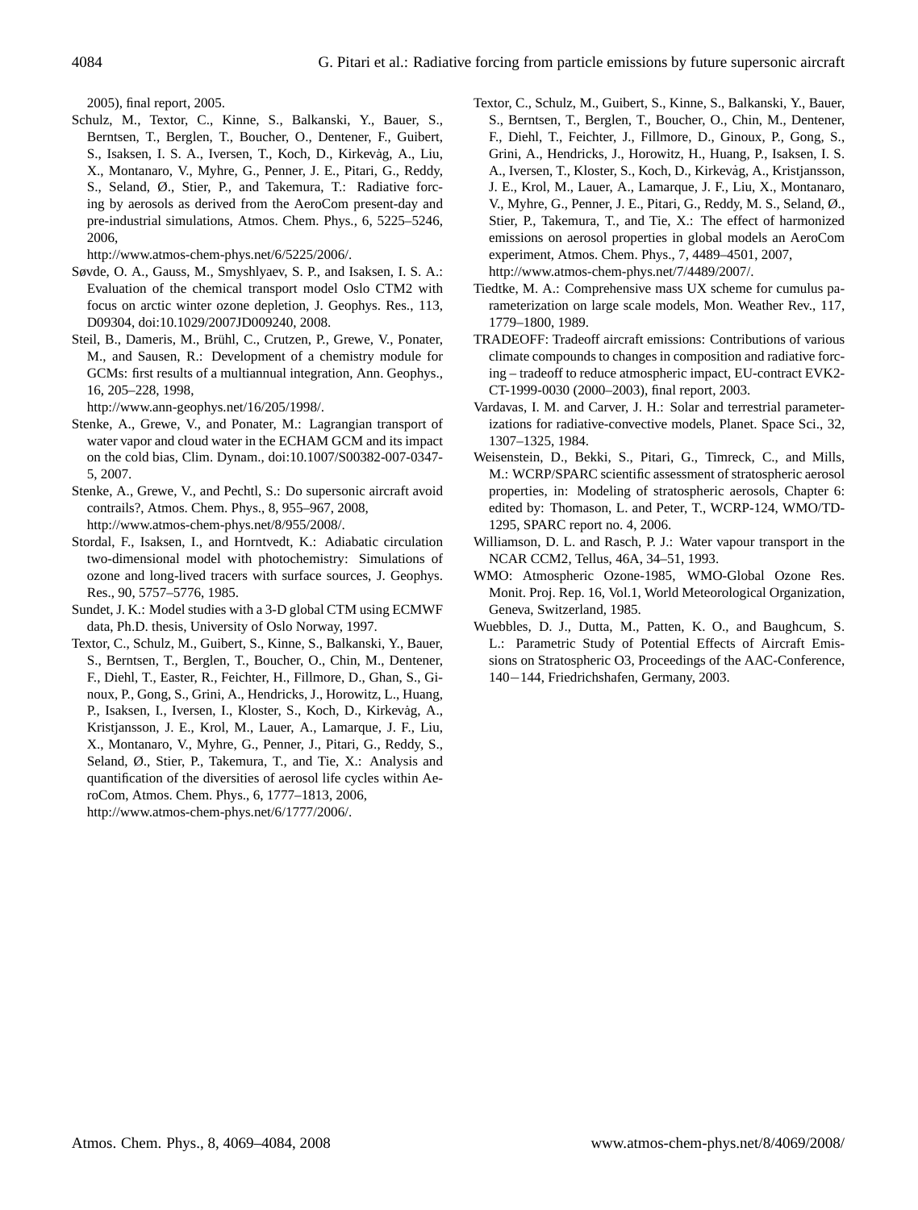2005), final report, 2005.

Schulz, M., Textor, C., Kinne, S., Balkanski, Y., Bauer, S., Berntsen, T., Berglen, T., Boucher, O., Dentener, F., Guibert, S., Isaksen, I. S. A., Iversen, T., Koch, D., Kirkevåg, A., Liu, X., Montanaro, V., Myhre, G., Penner, J. E., Pitari, G., Reddy, S., Seland, Ø., Stier, P., and Takemura, T.: Radiative forcing by aerosols as derived from the AeroCom present-day and pre-industrial simulations, Atmos. Chem. Phys., 6, 5225–5246, 2006, http://www.atmos-chem-phys.net/6/5225/2006/.

Søvde, O. A., Gauss, M., Smyshlyaev, S. P., and Isaksen, I. S. A.: Evaluation of the chemical transport model Oslo CTM2 with focus on arctic winter ozone depletion, J. Geophys. Res., 113, D09304, doi:10.1029/2007JD009240, 2008.

Steil, B., Dameris, M., Brühl, C., Crutzen, P., Grewe, V., Ponater, M., and Sausen, R.: Development of a chemistry module for GCMs: first results of a multiannual integration, Ann. Geophys., 16, 205–228, 1998, http://www.ann-geophys.net/16/205/1998/.

Stenke, A., Grewe, V., and Ponater, M.: Lagrangian transport of water vapor and cloud water in the ECHAM GCM and its impact on the cold bias, Clim. Dynam., doi:10.1007/S00382-007-0347-5, 2007.

Stenke, A., Grewe, V., and Pechtl, S.: Do supersonic aircraft avoid contrails?, Atmos. Chem. Phys., 8, 955–967, 2008, http://www.atmos-chem-phys.net/8/955/2008/.

Stordal, F., Isaksen, I., and Horntvedt, K.: Adiabatic circulation two-dimensional model with photochemistry: Simulations of ozone and long-lived tracers with surface sources, J. Geophys. Res., 90, 5757–5776, 1985.

Sundet, J. K.: Model studies with a 3-D global CTM using ECMWF data, Ph.D. thesis, University of Oslo Norway, 1997.

Textor, C., Schulz, M., Guibert, S., Kinne, S., Balkanski, Y., Bauer, S., Berntsen, T., Berglen, T., Boucher, O., Chin, M., Dentener, F., Diehl, T., Easter, R., Feichter, H., Fillmore, D., Ghan, S., Ginoux, P., Gong, S., Grini, A., Hendricks, J., Horowitz, L., Huang, P., Isaksen, I., Iversen, I., Kloster, S., Koch, D., Kirkevàg, A., Kristjansson, J. E., Krol, M., Lauer, A., Lamarque, J. F., Liu, X., Montanaro, V., Myhre, G., Penner, J., Pitari, G., Reddy, S., Seland, Ø., Stier, P., Takemura, T., and Tie, X.: Analysis and quantification of the diversities of aerosol life cycles within AeroCom, Atmos. Chem. Phys., 6, 1777–1813, 2006, http://www.atmos-chem-phys.net/6/1777/2006/.

Textor, C., Schulz, M., Guibert, S., Kinne, S., Balkanski, Y., Bauer, S., Berntsen, T., Berglen, T., Boucher, O., Chin, M., Dentener, F., Diehl, T., Feichter, J., Fillmore, D., Ginoux, P., Gong, S., Grini, A., Hendricks, J., Horowitz, H., Huang, P., Isaksen, I. S. A., Iversen, T., Kloster, S., Koch, D., Kirkevåg, A., Kristjansson, J. E., Krol, M., Lauer, A., Lamarque, J. F., Liu, X., Montanaro, V., Myhre, G., Penner, J. E., Pitari, G., Reddy, M. S., Seland, Ø., Stier, P., Takemura, T., and Tie, X.: The effect of harmonized emissions on aerosol properties in global models an AeroCom experiment, Atmos. Chem. Phys., 7, 4489–4501, 2007, http://www.atmos-chem-phys.net/7/4489/2007/.

Tiedtke, M. A.: Comprehensive mass UX scheme for cumulus parameterization on large scale models, Mon. Weather Rev., 117, 1779–1800, 1989.

TRADEOFF: Tradeoff aircraft emissions: Contributions of various climate compounds to changes in composition and radiative forcing – tradeoff to reduce atmospheric impact, EU-contract EVK2-CT-1999-0030 (2000–2003), final report, 2003.

Vardavas, I. M. and Carver, J. H.: Solar and terrestrial parameterizations for radiative-convective models, Planet. Space Sci., 32, 1307–1325, 1984.

Weisenstein, D., Bekki, S., Pitari, G., Timreck, C., and Mills, M.: WCRP/SPARC scientific assessment of stratospheric aerosol properties, in: Modeling of stratospheric aerosols, Chapter 6: edited by: Thomason, L. and Peter, T., WCRP-124, WMO/TD-1295, SPARC report no. 4, 2006.

Williamson, D. L. and Rasch, P. J.: Water vapour transport in the NCAR CCM2, Tellus, 46A, 34–51, 1993.

WMO: Atmospheric Ozone-1985, WMO-Global Ozone Res. Monit. Proj. Rep. 16, Vol.1, World Meteorological Organization, Geneva, Switzerland, 1985.

Wuebbles, D. J., Dutta, M., Patten, K. O., and Baughcum, S. L.: Parametric Study of Potential Effects of Aircraft Emissions on Stratospheric O3, Proceedings of the AAC-Conference, 140−144, Friedrichshafen, Germany, 2003.